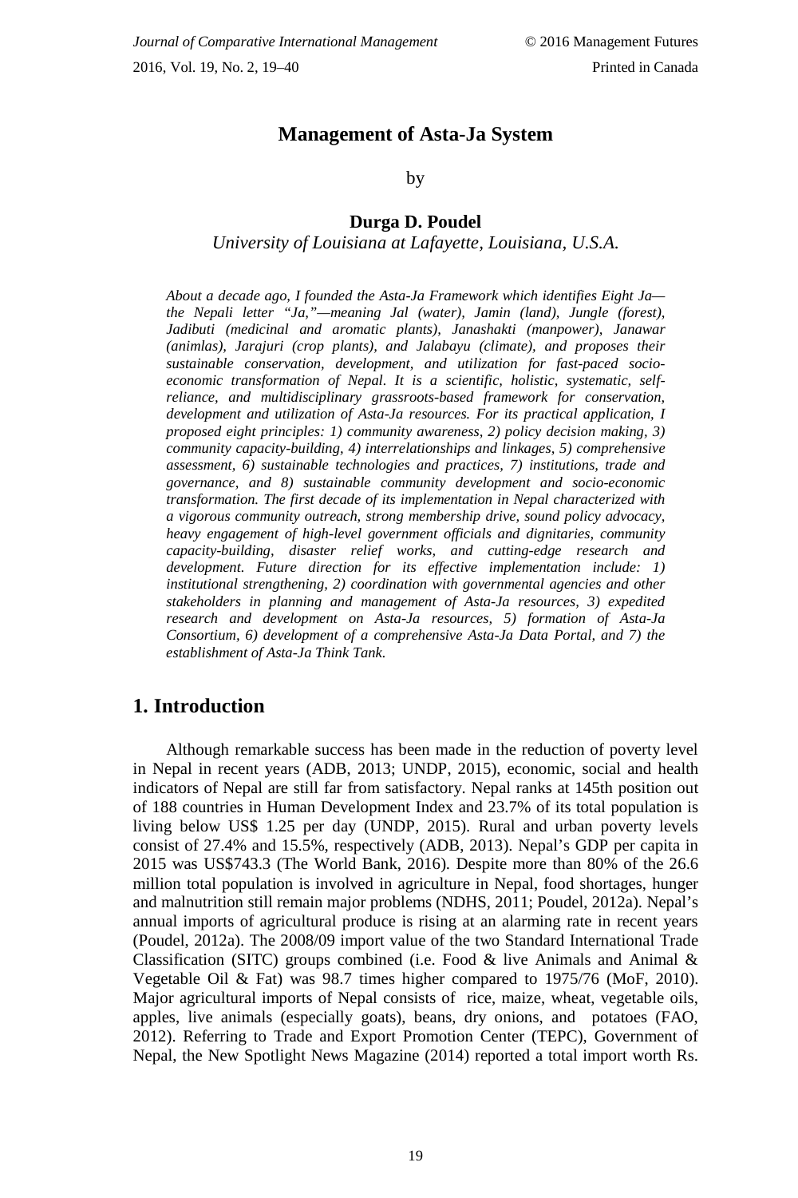# Management of Asta-Ja System

by

**Durga D. Poudel**

*University of Louisiana at Lafayette, Louisiana, U.S.A.*

*About a decade ago, I founded the Asta-Ja Framework which identifies Eight Ja—the Nepali letter "Ja,"—meaning Jal (water), Jamin (land), Jungle (forest), Jadibuti (medicinal and aromatic plants), Janashakti (manpower), Janawar (animlas), Jarajuri (crop plants), and Jalabayu (climate), and proposes their sustainable conservation, development, and utilization for fast-paced socio-economic transformation of Nepal. It is a scientific, holistic, systematic, self-reliance, and multidisciplinary grassroots-based framework for conservation, development and utilization of Asta-Ja resources. For its practical application, I proposed eight principles: 1) community awareness, 2) policy decision making, 3) community capacity-building, 4) interrelationships and linkages, 5) comprehensive assessment, 6) sustainable technologies and practices, 7) institutions, trade and governance, and 8) sustainable community development and socio-economic transformation. The first decade of its implementation in Nepal characterized with a vigorous community outreach, strong membership drive, sound policy advocacy, heavy engagement of high-level government officials and dignitaries, community capacity-building, disaster relief works, and cutting-edge research and development. Future direction for its effective implementation include: 1) institutional strengthening, 2) coordination with governmental agencies and other stakeholders in planning and management of Asta-Ja resources, 3) expedited research and development on Asta-Ja resources, 5) formation of Asta-Ja Consortium, 6) development of a comprehensive Asta-Ja Data Portal, and 7) the establishment of Asta-Ja Think Tank.*

## 1. Introduction

Although remarkable success has been made in the reduction of poverty level in Nepal in recent years (ADB, 2013; UNDP, 2015), economic, social and health indicators of Nepal are still far from satisfactory. Nepal ranks at 145th position out of 188 countries in Human Development Index and 23.7% of its total population is living below US$ 1.25 per day (UNDP, 2015). Rural and urban poverty levels consist of 27.4% and 15.5%, respectively (ADB, 2013). Nepal's GDP per capita in 2015 was US$743.3 (The World Bank, 2016). Despite more than 80% of the 26.6 million total population is involved in agriculture in Nepal, food shortages, hunger and malnutrition still remain major problems (NDHS, 2011; Poudel, 2012a). Nepal's annual imports of agricultural produce is rising at an alarming rate in recent years (Poudel, 2012a). The 2008/09 import value of the two Standard International Trade Classification (SITC) groups combined (i.e. Food & live Animals and Animal & Vegetable Oil & Fat) was 98.7 times higher compared to 1975/76 (MoF, 2010). Major agricultural imports of Nepal consists of rice, maize, wheat, vegetable oils, apples, live animals (especially goats), beans, dry onions, and potatoes (FAO, 2012). Referring to Trade and Export Promotion Center (TEPC), Government of Nepal, the New Spotlight News Magazine (2014) reported a total import worth Rs.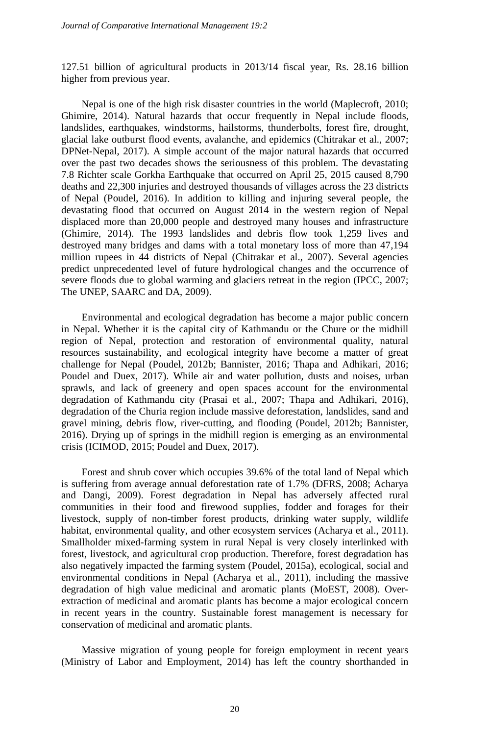127.51 billion of agricultural products in 2013/14 fiscal year, Rs. 28.16 billion higher from previous year.

Nepal is one of the high risk disaster countries in the world (Maplecroft, 2010; Ghimire, 2014). Natural hazards that occur frequently in Nepal include floods, landslides, earthquakes, windstorms, hailstorms, thunderbolts, forest fire, drought, glacial lake outburst flood events, avalanche, and epidemics (Chitrakar et al., 2007; DPNet-Nepal, 2017). A simple account of the major natural hazards that occurred over the past two decades shows the seriousness of this problem. The devastating 7.8 Richter scale Gorkha Earthquake that occurred on April 25, 2015 caused 8,790 deaths and 22,300 injuries and destroyed thousands of villages across the 23 districts of Nepal (Poudel, 2016). In addition to killing and injuring several people, the devastating flood that occurred on August 2014 in the western region of Nepal displaced more than 20,000 people and destroyed many houses and infrastructure (Ghimire, 2014). The 1993 landslides and debris flow took 1,259 lives and destroyed many bridges and dams with a total monetary loss of more than 47,194 million rupees in 44 districts of Nepal (Chitrakar et al., 2007). Several agencies predict unprecedented level of future hydrological changes and the occurrence of severe floods due to global warming and glaciers retreat in the region (IPCC, 2007; The UNEP, SAARC and DA, 2009).

Environmental and ecological degradation has become a major public concern in Nepal. Whether it is the capital city of Kathmandu or the Chure or the midhill region of Nepal, protection and restoration of environmental quality, natural resources sustainability, and ecological integrity have become a matter of great challenge for Nepal (Poudel, 2012b; Bannister, 2016; Thapa and Adhikari, 2016; Poudel and Duex, 2017). While air and water pollution, dusts and noises, urban sprawls, and lack of greenery and open spaces account for the environmental degradation of Kathmandu city (Prasai et al., 2007; Thapa and Adhikari, 2016), degradation of the Churia region include massive deforestation, landslides, sand and gravel mining, debris flow, river-cutting, and flooding (Poudel, 2012b; Bannister, 2016). Drying up of springs in the midhill region is emerging as an environmental crisis (ICIMOD, 2015; Poudel and Duex, 2017).

Forest and shrub cover which occupies 39.6% of the total land of Nepal which is suffering from average annual deforestation rate of 1.7% (DFRS, 2008; Acharya and Dangi, 2009). Forest degradation in Nepal has adversely affected rural communities in their food and firewood supplies, fodder and forages for their livestock, supply of non-timber forest products, drinking water supply, wildlife habitat, environmental quality, and other ecosystem services (Acharya et al., 2011). Smallholder mixed-farming system in rural Nepal is very closely interlinked with forest, livestock, and agricultural crop production. Therefore, forest degradation has also negatively impacted the farming system (Poudel, 2015a), ecological, social and environmental conditions in Nepal (Acharya et al., 2011), including the massive degradation of high value medicinal and aromatic plants (MoEST, 2008). Over-extraction of medicinal and aromatic plants has become a major ecological concern in recent years in the country. Sustainable forest management is necessary for conservation of medicinal and aromatic plants.

Massive migration of young people for foreign employment in recent years (Ministry of Labor and Employment, 2014) has left the country shorthanded in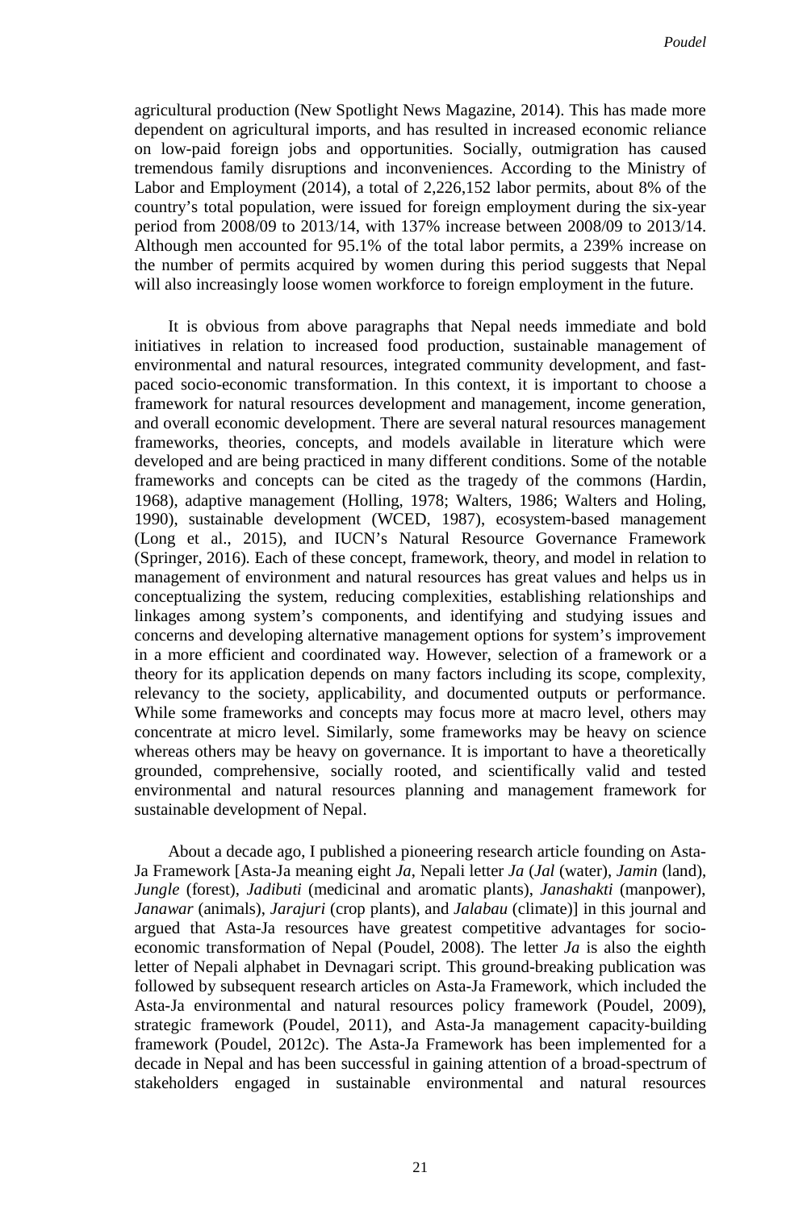agricultural production (New Spotlight News Magazine, 2014). This has made more dependent on agricultural imports, and has resulted in increased economic reliance on low-paid foreign jobs and opportunities. Socially, outmigration has caused tremendous family disruptions and inconveniences. According to the Ministry of Labor and Employment (2014), a total of 2,226,152 labor permits, about 8% of the country's total population, were issued for foreign employment during the six-year period from 2008/09 to 2013/14, with 137% increase between 2008/09 to 2013/14. Although men accounted for 95.1% of the total labor permits, a 239% increase on the number of permits acquired by women during this period suggests that Nepal will also increasingly loose women workforce to foreign employment in the future.

It is obvious from above paragraphs that Nepal needs immediate and bold initiatives in relation to increased food production, sustainable management of environmental and natural resources, integrated community development, and fast-paced socio-economic transformation. In this context, it is important to choose a framework for natural resources development and management, income generation, and overall economic development. There are several natural resources management frameworks, theories, concepts, and models available in literature which were developed and are being practiced in many different conditions. Some of the notable frameworks and concepts can be cited as the tragedy of the commons (Hardin, 1968), adaptive management (Holling, 1978; Walters, 1986; Walters and Holing, 1990), sustainable development (WCED, 1987), ecosystem-based management (Long et al., 2015), and IUCN's Natural Resource Governance Framework (Springer, 2016). Each of these concept, framework, theory, and model in relation to management of environment and natural resources has great values and helps us in conceptualizing the system, reducing complexities, establishing relationships and linkages among system's components, and identifying and studying issues and concerns and developing alternative management options for system's improvement in a more efficient and coordinated way. However, selection of a framework or a theory for its application depends on many factors including its scope, complexity, relevancy to the society, applicability, and documented outputs or performance. While some frameworks and concepts may focus more at macro level, others may concentrate at micro level. Similarly, some frameworks may be heavy on science whereas others may be heavy on governance. It is important to have a theoretically grounded, comprehensive, socially rooted, and scientifically valid and tested environmental and natural resources planning and management framework for sustainable development of Nepal.

About a decade ago, I published a pioneering research article founding on Asta-Ja Framework [Asta-Ja meaning eight *Ja*, Nepali letter *Ja* (*Jal* (water), *Jamin* (land), *Jungle* (forest), *Jadibuti* (medicinal and aromatic plants), *Janashakti* (manpower), *Janawar* (animals), *Jarajuri* (crop plants), and *Jalabau* (climate)] in this journal and argued that Asta-Ja resources have greatest competitive advantages for socio-economic transformation of Nepal (Poudel, 2008). The letter *Ja* is also the eighth letter of Nepali alphabet in Devnagari script. This ground-breaking publication was followed by subsequent research articles on Asta-Ja Framework, which included the Asta-Ja environmental and natural resources policy framework (Poudel, 2009), strategic framework (Poudel, 2011), and Asta-Ja management capacity-building framework (Poudel, 2012c). The Asta-Ja Framework has been implemented for a decade in Nepal and has been successful in gaining attention of a broad-spectrum of stakeholders engaged in sustainable environmental and natural resources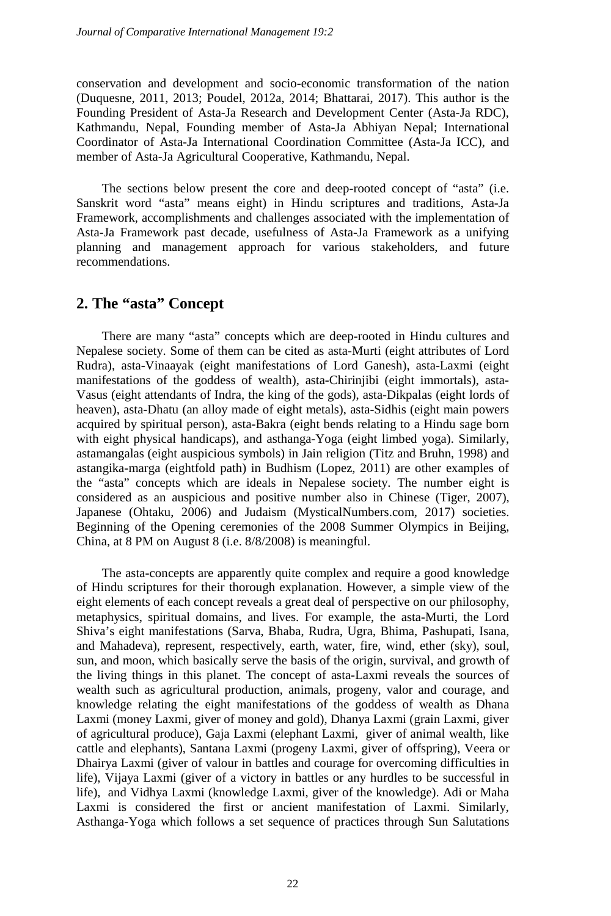conservation and development and socio-economic transformation of the nation (Duquesne, 2011, 2013; Poudel, 2012a, 2014; Bhattarai, 2017). This author is the Founding President of Asta-Ja Research and Development Center (Asta-Ja RDC), Kathmandu, Nepal, Founding member of Asta-Ja Abhiyan Nepal; International Coordinator of Asta-Ja International Coordination Committee (Asta-Ja ICC), and member of Asta-Ja Agricultural Cooperative, Kathmandu, Nepal.

The sections below present the core and deep-rooted concept of "asta" (i.e. Sanskrit word "asta" means eight) in Hindu scriptures and traditions, Asta-Ja Framework, accomplishments and challenges associated with the implementation of Asta-Ja Framework past decade, usefulness of Asta-Ja Framework as a unifying planning and management approach for various stakeholders, and future recommendations.

## 2. The "asta" Concept

There are many "asta" concepts which are deep-rooted in Hindu cultures and Nepalese society. Some of them can be cited as asta-Murti (eight attributes of Lord Rudra), asta-Vinaayak (eight manifestations of Lord Ganesh), asta-Laxmi (eight manifestations of the goddess of wealth), asta-Chirinjibi (eight immortals), asta-Vasus (eight attendants of Indra, the king of the gods), asta-Dikpalas (eight lords of heaven), asta-Dhatu (an alloy made of eight metals), asta-Sidhis (eight main powers acquired by spiritual person), asta-Bakra (eight bends relating to a Hindu sage born with eight physical handicaps), and asthanga-Yoga (eight limbed yoga). Similarly, astamangalas (eight auspicious symbols) in Jain religion (Titz and Bruhn, 1998) and astangika-marga (eightfold path) in Budhism (Lopez, 2011) are other examples of the "asta" concepts which are ideals in Nepalese society. The number eight is considered as an auspicious and positive number also in Chinese (Tiger, 2007), Japanese (Ohtaku, 2006) and Judaism (MysticalNumbers.com, 2017) societies. Beginning of the Opening ceremonies of the 2008 Summer Olympics in Beijing, China, at 8 PM on August 8 (i.e. 8/8/2008) is meaningful.

The asta-concepts are apparently quite complex and require a good knowledge of Hindu scriptures for their thorough explanation. However, a simple view of the eight elements of each concept reveals a great deal of perspective on our philosophy, metaphysics, spiritual domains, and lives. For example, the asta-Murti, the Lord Shiva's eight manifestations (Sarva, Bhaba, Rudra, Ugra, Bhima, Pashupati, Isana, and Mahadeva), represent, respectively, earth, water, fire, wind, ether (sky), soul, sun, and moon, which basically serve the basis of the origin, survival, and growth of the living things in this planet. The concept of asta-Laxmi reveals the sources of wealth such as agricultural production, animals, progeny, valor and courage, and knowledge relating the eight manifestations of the goddess of wealth as Dhana Laxmi (money Laxmi, giver of money and gold), Dhanya Laxmi (grain Laxmi, giver of agricultural produce), Gaja Laxmi (elephant Laxmi, giver of animal wealth, like cattle and elephants), Santana Laxmi (progeny Laxmi, giver of offspring), Veera or Dhairya Laxmi (giver of valour in battles and courage for overcoming difficulties in life), Vijaya Laxmi (giver of a victory in battles or any hurdles to be successful in life), and Vidhya Laxmi (knowledge Laxmi, giver of the knowledge). Adi or Maha Laxmi is considered the first or ancient manifestation of Laxmi. Similarly, Asthanga-Yoga which follows a set sequence of practices through Sun Salutations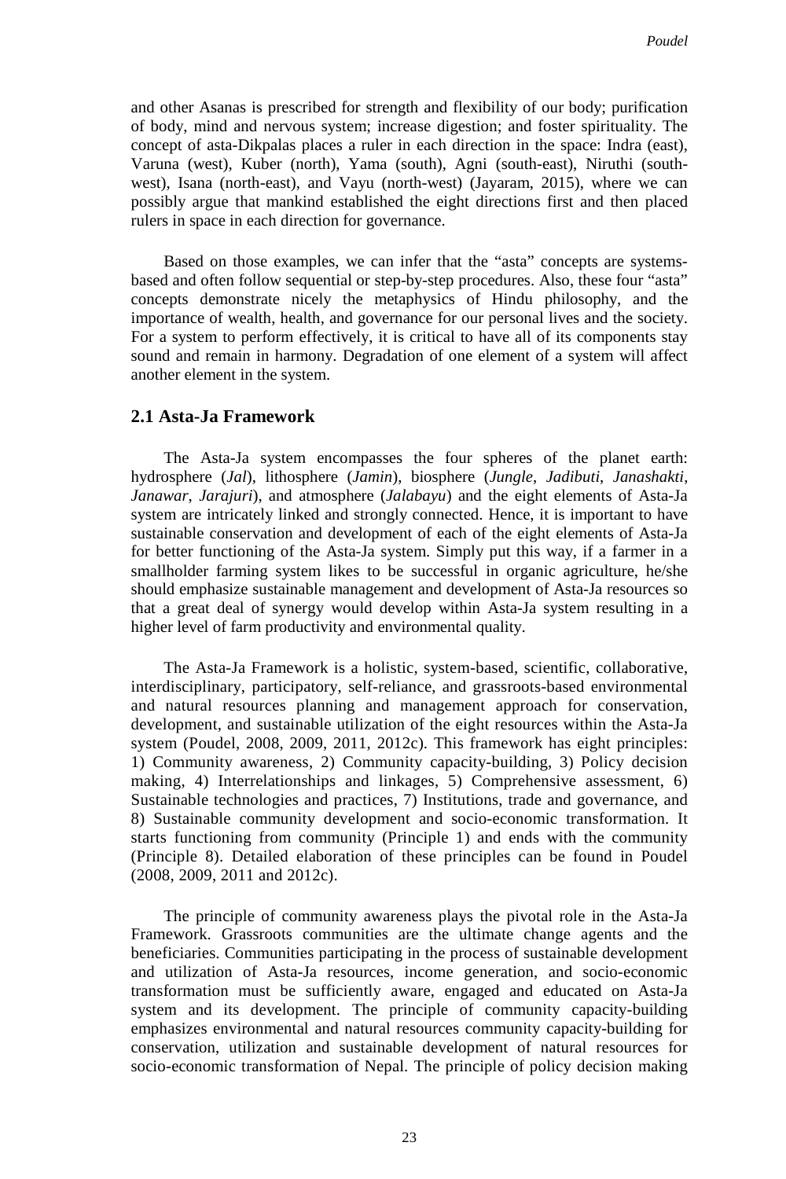and other Asanas is prescribed for strength and flexibility of our body; purification of body, mind and nervous system; increase digestion; and foster spirituality. The concept of asta-Dikpalas places a ruler in each direction in the space: Indra (east), Varuna (west), Kuber (north), Yama (south), Agni (south-east), Niruthi (south-west), Isana (north-east), and Vayu (north-west) (Jayaram, 2015), where we can possibly argue that mankind established the eight directions first and then placed rulers in space in each direction for governance.

Based on those examples, we can infer that the "asta" concepts are systems-based and often follow sequential or step-by-step procedures. Also, these four "asta" concepts demonstrate nicely the metaphysics of Hindu philosophy, and the importance of wealth, health, and governance for our personal lives and the society. For a system to perform effectively, it is critical to have all of its components stay sound and remain in harmony. Degradation of one element of a system will affect another element in the system.

## 2.1 Asta-Ja Framework

The Asta-Ja system encompasses the four spheres of the planet earth: hydrosphere (*Jal*), lithosphere (*Jamin*), biosphere (*Jungle*, *Jadibuti*, *Janashakti*, *Janawar*, *Jarajuri*), and atmosphere (*Jalabayu*) and the eight elements of Asta-Ja system are intricately linked and strongly connected. Hence, it is important to have sustainable conservation and development of each of the eight elements of Asta-Ja for better functioning of the Asta-Ja system. Simply put this way, if a farmer in a smallholder farming system likes to be successful in organic agriculture, he/she should emphasize sustainable management and development of Asta-Ja resources so that a great deal of synergy would develop within Asta-Ja system resulting in a higher level of farm productivity and environmental quality.

The Asta-Ja Framework is a holistic, system-based, scientific, collaborative, interdisciplinary, participatory, self-reliance, and grassroots-based environmental and natural resources planning and management approach for conservation, development, and sustainable utilization of the eight resources within the Asta-Ja system (Poudel, 2008, 2009, 2011, 2012c). This framework has eight principles: 1) Community awareness, 2) Community capacity-building, 3) Policy decision making, 4) Interrelationships and linkages, 5) Comprehensive assessment, 6) Sustainable technologies and practices, 7) Institutions, trade and governance, and 8) Sustainable community development and socio-economic transformation. It starts functioning from community (Principle 1) and ends with the community (Principle 8). Detailed elaboration of these principles can be found in Poudel (2008, 2009, 2011 and 2012c).

The principle of community awareness plays the pivotal role in the Asta-Ja Framework. Grassroots communities are the ultimate change agents and the beneficiaries. Communities participating in the process of sustainable development and utilization of Asta-Ja resources, income generation, and socio-economic transformation must be sufficiently aware, engaged and educated on Asta-Ja system and its development. The principle of community capacity-building emphasizes environmental and natural resources community capacity-building for conservation, utilization and sustainable development of natural resources for socio-economic transformation of Nepal. The principle of policy decision making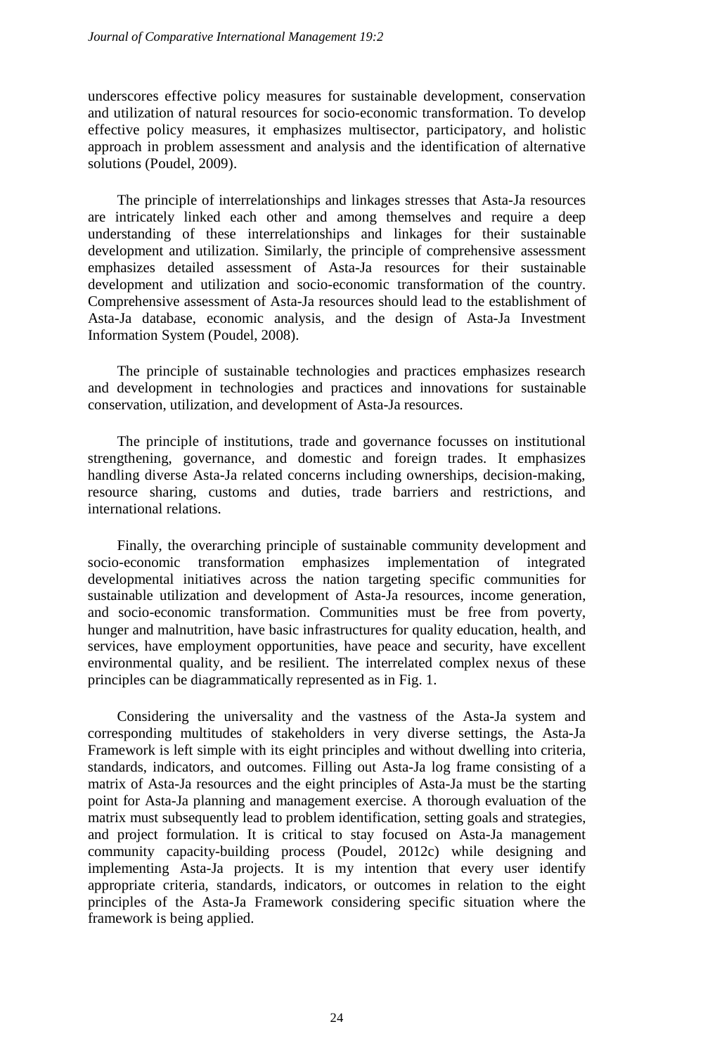underscores effective policy measures for sustainable development, conservation and utilization of natural resources for socio-economic transformation. To develop effective policy measures, it emphasizes multisector, participatory, and holistic approach in problem assessment and analysis and the identification of alternative solutions (Poudel, 2009).

The principle of interrelationships and linkages stresses that Asta-Ja resources are intricately linked each other and among themselves and require a deep understanding of these interrelationships and linkages for their sustainable development and utilization. Similarly, the principle of comprehensive assessment emphasizes detailed assessment of Asta-Ja resources for their sustainable development and utilization and socio-economic transformation of the country. Comprehensive assessment of Asta-Ja resources should lead to the establishment of Asta-Ja database, economic analysis, and the design of Asta-Ja Investment Information System (Poudel, 2008).

The principle of sustainable technologies and practices emphasizes research and development in technologies and practices and innovations for sustainable conservation, utilization, and development of Asta-Ja resources.

The principle of institutions, trade and governance focusses on institutional strengthening, governance, and domestic and foreign trades. It emphasizes handling diverse Asta-Ja related concerns including ownerships, decision-making, resource sharing, customs and duties, trade barriers and restrictions, and international relations.

Finally, the overarching principle of sustainable community development and socio-economic transformation emphasizes implementation of integrated developmental initiatives across the nation targeting specific communities for sustainable utilization and development of Asta-Ja resources, income generation, and socio-economic transformation. Communities must be free from poverty, hunger and malnutrition, have basic infrastructures for quality education, health, and services, have employment opportunities, have peace and security, have excellent environmental quality, and be resilient. The interrelated complex nexus of these principles can be diagrammatically represented as in Fig. 1.

Considering the universality and the vastness of the Asta-Ja system and corresponding multitudes of stakeholders in very diverse settings, the Asta-Ja Framework is left simple with its eight principles and without dwelling into criteria, standards, indicators, and outcomes. Filling out Asta-Ja log frame consisting of a matrix of Asta-Ja resources and the eight principles of Asta-Ja must be the starting point for Asta-Ja planning and management exercise. A thorough evaluation of the matrix must subsequently lead to problem identification, setting goals and strategies, and project formulation. It is critical to stay focused on Asta-Ja management community capacity-building process (Poudel, 2012c) while designing and implementing Asta-Ja projects. It is my intention that every user identify appropriate criteria, standards, indicators, or outcomes in relation to the eight principles of the Asta-Ja Framework considering specific situation where the framework is being applied.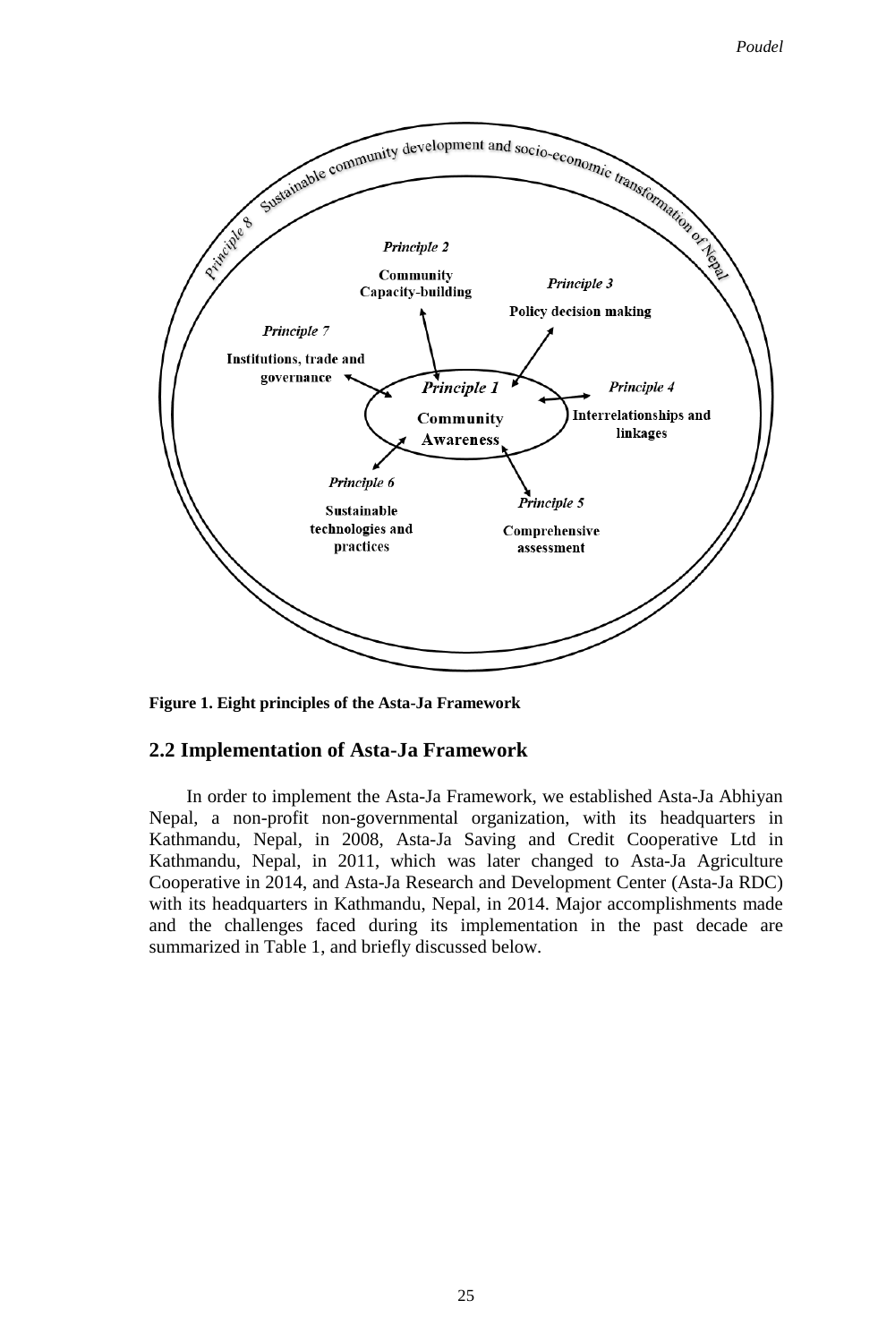Principle 8 Sustainable community development and socio-economic transformation of Nepal

*Principle 2*

**Community Capacity-building**

*Principle 3*

**Policy decision making**

*Principle 7*

**Institutions, trade and governance**

*Principle 1*

**Community Awareness**

*Principle 4*

**Interrelationships and linkages**

*Principle 6*

**Sustainable technologies and practices**

*Principle 5*

**Comprehensive assessment**

**Figure 1. Eight principles of the Asta-Ja Framework**

## 2.2 Implementation of Asta-Ja Framework

In order to implement the Asta-Ja Framework, we established Asta-Ja Abhiyan Nepal, a non-profit non-governmental organization, with its headquarters in Kathmandu, Nepal, in 2008, Asta-Ja Saving and Credit Cooperative Ltd in Kathmandu, Nepal, in 2011, which was later changed to Asta-Ja Agriculture Cooperative in 2014, and Asta-Ja Research and Development Center (Asta-Ja RDC) with its headquarters in Kathmandu, Nepal, in 2014. Major accomplishments made and the challenges faced during its implementation in the past decade are summarized in Table 1, and briefly discussed below.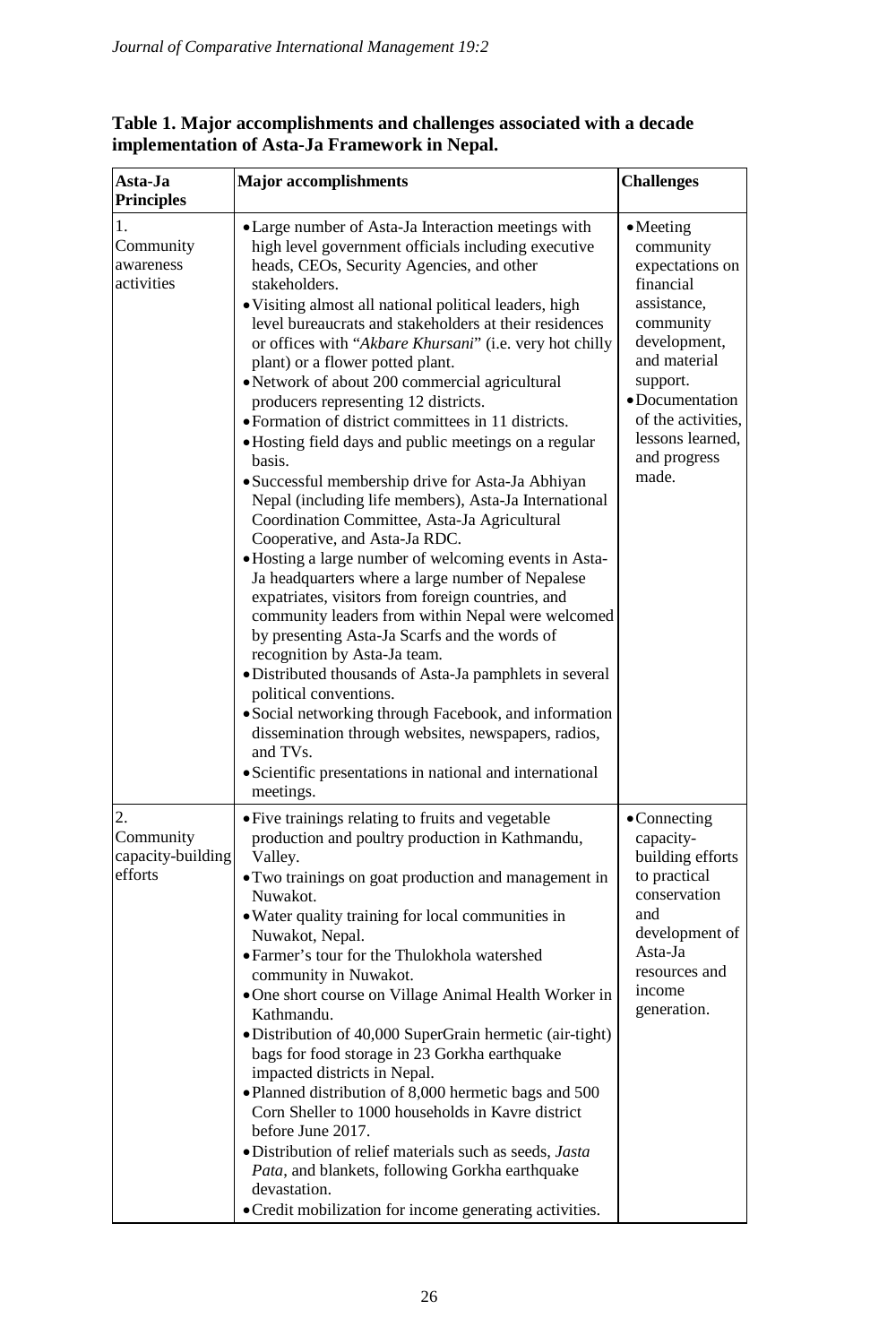**Table 1. Major accomplishments and challenges associated with a decade implementation of Asta-Ja Framework in Nepal.**

| Asta-Ja Principles | Major accomplishments | Challenges |
|---|---|---|
| 1. Community awareness activities | • Large number of Asta-Ja Interaction meetings with high level government officials including executive heads, CEOs, Security Agencies, and other stakeholders.<br>• Visiting almost all national political leaders, high level bureaucrats and stakeholders at their residences or offices with "*Akbare Khursani*" (i.e. very hot chilly plant) or a flower potted plant.<br>• Network of about 200 commercial agricultural producers representing 12 districts.<br>• Formation of district committees in 11 districts.<br>• Hosting field days and public meetings on a regular basis.<br>• Successful membership drive for Asta-Ja Abhiyan Nepal (including life members), Asta-Ja International Coordination Committee, Asta-Ja Agricultural Cooperative, and Asta-Ja RDC.<br>• Hosting a large number of welcoming events in Asta-Ja headquarters where a large number of Nepalese expatriates, visitors from foreign countries, and community leaders from within Nepal were welcomed by presenting Asta-Ja Scarfs and the words of recognition by Asta-Ja team.<br>• Distributed thousands of Asta-Ja pamphlets in several political conventions.<br>• Social networking through Facebook, and information dissemination through websites, newspapers, radios, and TVs.<br>• Scientific presentations in national and international meetings. | • Meeting community expectations on financial assistance, community development, and material support.<br>• Documentation of the activities, lessons learned, and progress made. |
| 2. Community capacity-building efforts | • Five trainings relating to fruits and vegetable production and poultry production in Kathmandu, Valley.<br>• Two trainings on goat production and management in Nuwakot.<br>• Water quality training for local communities in Nuwakot, Nepal.<br>• Farmer's tour for the Thulokhola watershed community in Nuwakot.<br>• One short course on Village Animal Health Worker in Kathmandu.<br>• Distribution of 40,000 SuperGrain hermetic (air-tight) bags for food storage in 23 Gorkha earthquake impacted districts in Nepal.<br>• Planned distribution of 8,000 hermetic bags and 500 Corn Sheller to 1000 households in Kavre district before June 2017.<br>• Distribution of relief materials such as seeds, *Jasta Pata*, and blankets, following Gorkha earthquake devastation.<br>• Credit mobilization for income generating activities. | • Connecting capacity-building efforts to practical conservation and development of Asta-Ja resources and income generation. |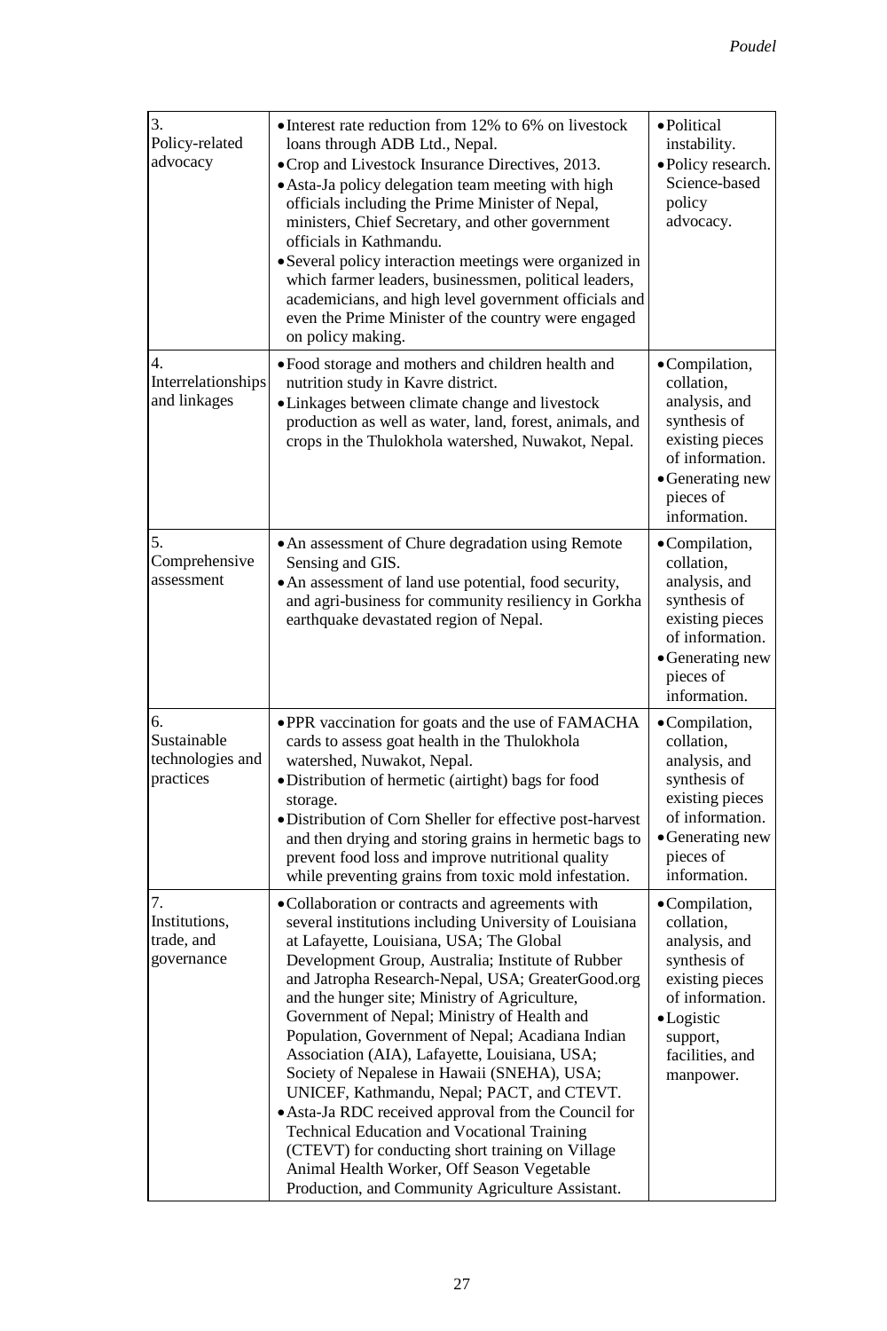| | | |
|---|---|---|
| 3. Policy-related advocacy | • Interest rate reduction from 12% to 6% on livestock loans through ADB Ltd., Nepal.<br>• Crop and Livestock Insurance Directives, 2013.<br>• Asta-Ja policy delegation team meeting with high officials including the Prime Minister of Nepal, ministers, Chief Secretary, and other government officials in Kathmandu.<br>• Several policy interaction meetings were organized in which farmer leaders, businessmen, political leaders, academicians, and high level government officials and even the Prime Minister of the country were engaged on policy making. | • Political instability.<br>• Policy research. Science-based policy advocacy. |
| 4. Interrelationships and linkages | • Food storage and mothers and children health and nutrition study in Kavre district.<br>• Linkages between climate change and livestock production as well as water, land, forest, animals, and crops in the Thulokhola watershed, Nuwakot, Nepal. | • Compilation, collation, analysis, and synthesis of existing pieces of information.<br>• Generating new pieces of information. |
| 5. Comprehensive assessment | • An assessment of Chure degradation using Remote Sensing and GIS.<br>• An assessment of land use potential, food security, and agri-business for community resiliency in Gorkha earthquake devastated region of Nepal. | • Compilation, collation, analysis, and synthesis of existing pieces of information.<br>• Generating new pieces of information. |
| 6. Sustainable technologies and practices | • PPR vaccination for goats and the use of FAMACHA cards to assess goat health in the Thulokhola watershed, Nuwakot, Nepal.<br>• Distribution of hermetic (airtight) bags for food storage.<br>• Distribution of Corn Sheller for effective post-harvest and then drying and storing grains in hermetic bags to prevent food loss and improve nutritional quality while preventing grains from toxic mold infestation. | • Compilation, collation, analysis, and synthesis of existing pieces of information.<br>• Generating new pieces of information. |
| 7. Institutions, trade, and governance | • Collaboration or contracts and agreements with several institutions including University of Louisiana at Lafayette, Louisiana, USA; The Global Development Group, Australia; Institute of Rubber and Jatropha Research-Nepal, USA; GreaterGood.org and the hunger site; Ministry of Agriculture, Government of Nepal; Ministry of Health and Population, Government of Nepal; Acadiana Indian Association (AIA), Lafayette, Louisiana, USA; Society of Nepalese in Hawaii (SNEHA), USA; UNICEF, Kathmandu, Nepal; PACT, and CTEVT.<br>• Asta-Ja RDC received approval from the Council for Technical Education and Vocational Training (CTEVT) for conducting short training on Village Animal Health Worker, Off Season Vegetable Production, and Community Agriculture Assistant. | • Compilation, collation, analysis, and synthesis of existing pieces of information.<br>• Logistic support, facilities, and manpower. |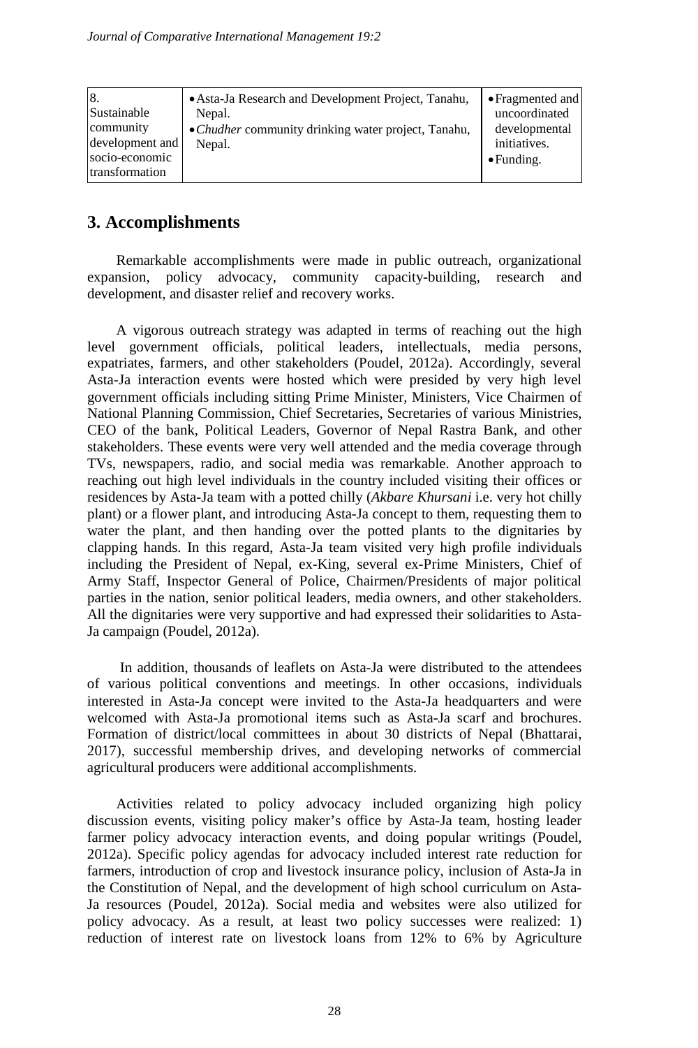| 8. Sustainable community development and socio-economic transformation | • Asta-Ja Research and Development Project, Tanahu, Nepal.<br>• *Chudher* community drinking water project, Tanahu, Nepal. | • Fragmented and uncoordinated developmental initiatives.<br>• Funding. |
|---|---|---|

## 3. Accomplishments

Remarkable accomplishments were made in public outreach, organizational expansion, policy advocacy, community capacity-building, research and development, and disaster relief and recovery works.

A vigorous outreach strategy was adapted in terms of reaching out the high level government officials, political leaders, intellectuals, media persons, expatriates, farmers, and other stakeholders (Poudel, 2012a). Accordingly, several Asta-Ja interaction events were hosted which were presided by very high level government officials including sitting Prime Minister, Ministers, Vice Chairmen of National Planning Commission, Chief Secretaries, Secretaries of various Ministries, CEO of the bank, Political Leaders, Governor of Nepal Rastra Bank, and other stakeholders. These events were very well attended and the media coverage through TVs, newspapers, radio, and social media was remarkable. Another approach to reaching out high level individuals in the country included visiting their offices or residences by Asta-Ja team with a potted chilly (*Akbare Khursani* i.e. very hot chilly plant) or a flower plant, and introducing Asta-Ja concept to them, requesting them to water the plant, and then handing over the potted plants to the dignitaries by clapping hands. In this regard, Asta-Ja team visited very high profile individuals including the President of Nepal, ex-King, several ex-Prime Ministers, Chief of Army Staff, Inspector General of Police, Chairmen/Presidents of major political parties in the nation, senior political leaders, media owners, and other stakeholders. All the dignitaries were very supportive and had expressed their solidarities to Asta-Ja campaign (Poudel, 2012a).

In addition, thousands of leaflets on Asta-Ja were distributed to the attendees of various political conventions and meetings. In other occasions, individuals interested in Asta-Ja concept were invited to the Asta-Ja headquarters and were welcomed with Asta-Ja promotional items such as Asta-Ja scarf and brochures. Formation of district/local committees in about 30 districts of Nepal (Bhattarai, 2017), successful membership drives, and developing networks of commercial agricultural producers were additional accomplishments.

Activities related to policy advocacy included organizing high policy discussion events, visiting policy maker's office by Asta-Ja team, hosting leader farmer policy advocacy interaction events, and doing popular writings (Poudel, 2012a). Specific policy agendas for advocacy included interest rate reduction for farmers, introduction of crop and livestock insurance policy, inclusion of Asta-Ja in the Constitution of Nepal, and the development of high school curriculum on Asta-Ja resources (Poudel, 2012a). Social media and websites were also utilized for policy advocacy. As a result, at least two policy successes were realized: 1) reduction of interest rate on livestock loans from 12% to 6% by Agriculture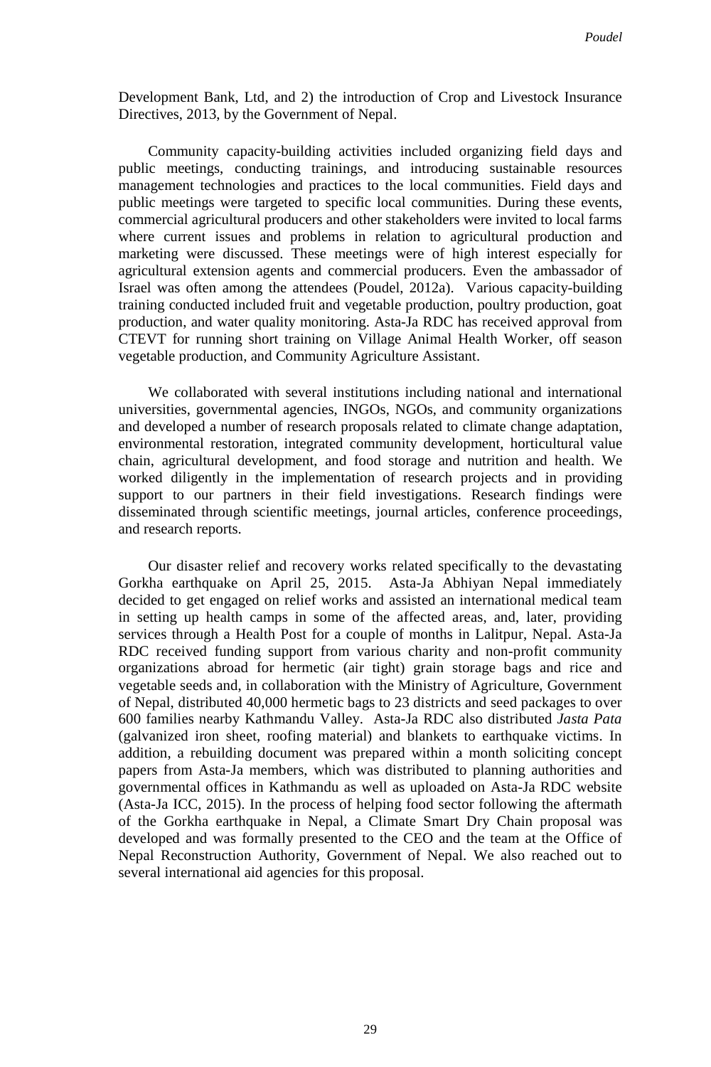Development Bank, Ltd, and 2) the introduction of Crop and Livestock Insurance Directives, 2013, by the Government of Nepal.

Community capacity-building activities included organizing field days and public meetings, conducting trainings, and introducing sustainable resources management technologies and practices to the local communities. Field days and public meetings were targeted to specific local communities. During these events, commercial agricultural producers and other stakeholders were invited to local farms where current issues and problems in relation to agricultural production and marketing were discussed. These meetings were of high interest especially for agricultural extension agents and commercial producers. Even the ambassador of Israel was often among the attendees (Poudel, 2012a). Various capacity-building training conducted included fruit and vegetable production, poultry production, goat production, and water quality monitoring. Asta-Ja RDC has received approval from CTEVT for running short training on Village Animal Health Worker, off season vegetable production, and Community Agriculture Assistant.

We collaborated with several institutions including national and international universities, governmental agencies, INGOs, NGOs, and community organizations and developed a number of research proposals related to climate change adaptation, environmental restoration, integrated community development, horticultural value chain, agricultural development, and food storage and nutrition and health. We worked diligently in the implementation of research projects and in providing support to our partners in their field investigations. Research findings were disseminated through scientific meetings, journal articles, conference proceedings, and research reports.

Our disaster relief and recovery works related specifically to the devastating Gorkha earthquake on April 25, 2015. Asta-Ja Abhiyan Nepal immediately decided to get engaged on relief works and assisted an international medical team in setting up health camps in some of the affected areas, and, later, providing services through a Health Post for a couple of months in Lalitpur, Nepal. Asta-Ja RDC received funding support from various charity and non-profit community organizations abroad for hermetic (air tight) grain storage bags and rice and vegetable seeds and, in collaboration with the Ministry of Agriculture, Government of Nepal, distributed 40,000 hermetic bags to 23 districts and seed packages to over 600 families nearby Kathmandu Valley. Asta-Ja RDC also distributed *Jasta Pata* (galvanized iron sheet, roofing material) and blankets to earthquake victims. In addition, a rebuilding document was prepared within a month soliciting concept papers from Asta-Ja members, which was distributed to planning authorities and governmental offices in Kathmandu as well as uploaded on Asta-Ja RDC website (Asta-Ja ICC, 2015). In the process of helping food sector following the aftermath of the Gorkha earthquake in Nepal, a Climate Smart Dry Chain proposal was developed and was formally presented to the CEO and the team at the Office of Nepal Reconstruction Authority, Government of Nepal. We also reached out to several international aid agencies for this proposal.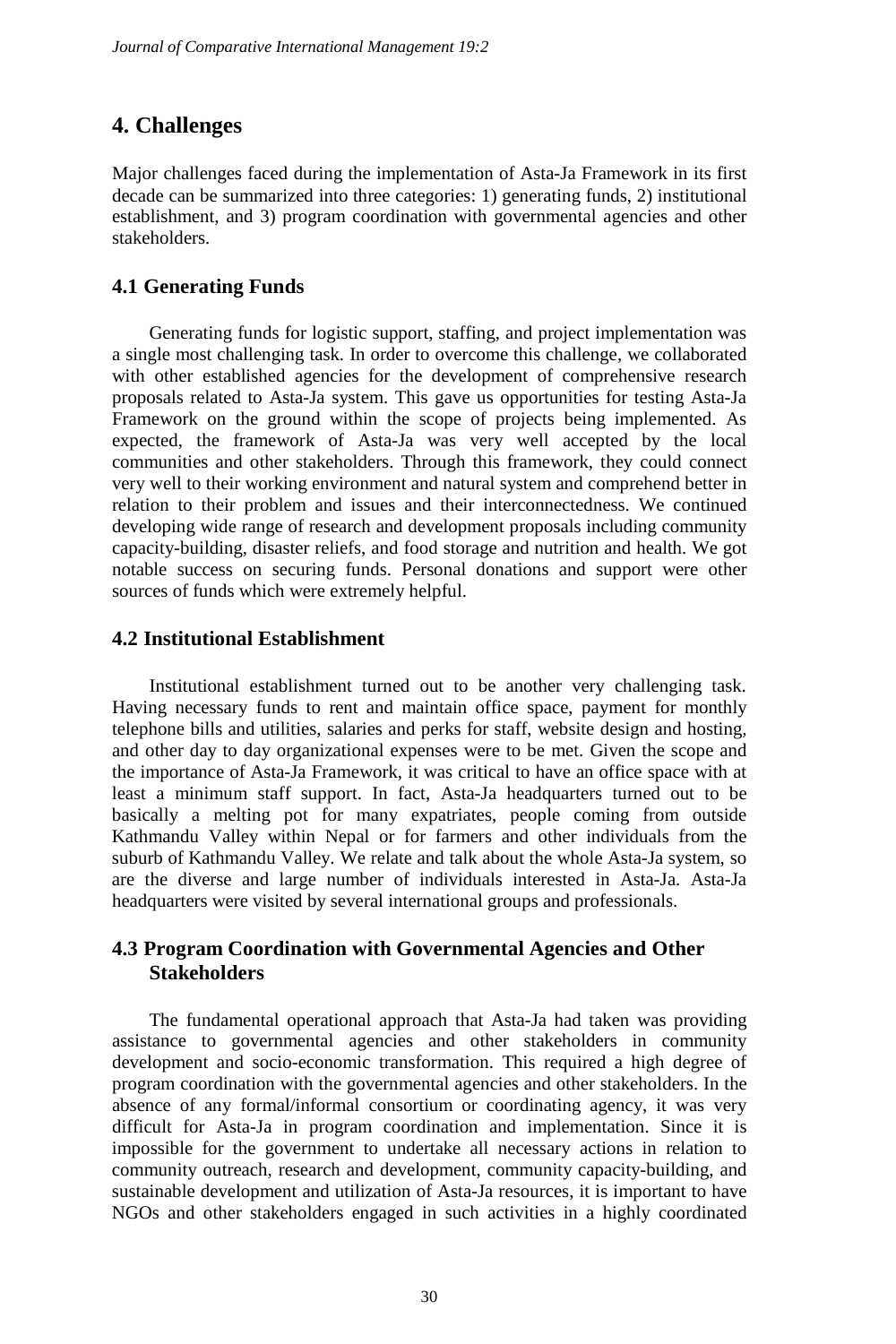## 4. Challenges

Major challenges faced during the implementation of Asta-Ja Framework in its first decade can be summarized into three categories: 1) generating funds, 2) institutional establishment, and 3) program coordination with governmental agencies and other stakeholders.

### 4.1 Generating Funds

Generating funds for logistic support, staffing, and project implementation was a single most challenging task. In order to overcome this challenge, we collaborated with other established agencies for the development of comprehensive research proposals related to Asta-Ja system. This gave us opportunities for testing Asta-Ja Framework on the ground within the scope of projects being implemented. As expected, the framework of Asta-Ja was very well accepted by the local communities and other stakeholders. Through this framework, they could connect very well to their working environment and natural system and comprehend better in relation to their problem and issues and their interconnectedness. We continued developing wide range of research and development proposals including community capacity-building, disaster reliefs, and food storage and nutrition and health. We got notable success on securing funds. Personal donations and support were other sources of funds which were extremely helpful.

### 4.2 Institutional Establishment

Institutional establishment turned out to be another very challenging task. Having necessary funds to rent and maintain office space, payment for monthly telephone bills and utilities, salaries and perks for staff, website design and hosting, and other day to day organizational expenses were to be met. Given the scope and the importance of Asta-Ja Framework, it was critical to have an office space with at least a minimum staff support. In fact, Asta-Ja headquarters turned out to be basically a melting pot for many expatriates, people coming from outside Kathmandu Valley within Nepal or for farmers and other individuals from the suburb of Kathmandu Valley. We relate and talk about the whole Asta-Ja system, so are the diverse and large number of individuals interested in Asta-Ja. Asta-Ja headquarters were visited by several international groups and professionals.

### 4.3 Program Coordination with Governmental Agencies and Other Stakeholders

The fundamental operational approach that Asta-Ja had taken was providing assistance to governmental agencies and other stakeholders in community development and socio-economic transformation. This required a high degree of program coordination with the governmental agencies and other stakeholders. In the absence of any formal/informal consortium or coordinating agency, it was very difficult for Asta-Ja in program coordination and implementation. Since it is impossible for the government to undertake all necessary actions in relation to community outreach, research and development, community capacity-building, and sustainable development and utilization of Asta-Ja resources, it is important to have NGOs and other stakeholders engaged in such activities in a highly coordinated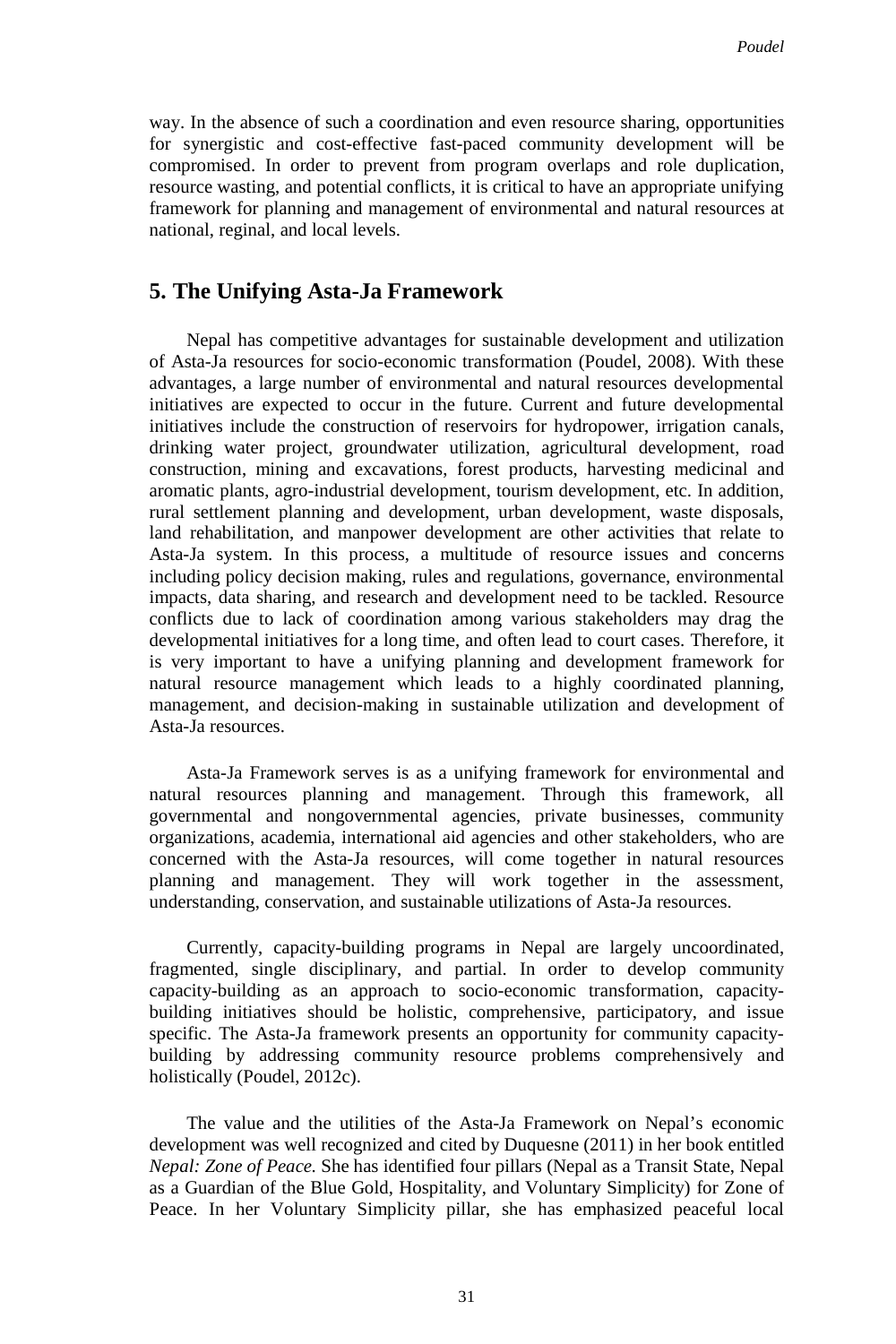way. In the absence of such a coordination and even resource sharing, opportunities for synergistic and cost-effective fast-paced community development will be compromised. In order to prevent from program overlaps and role duplication, resource wasting, and potential conflicts, it is critical to have an appropriate unifying framework for planning and management of environmental and natural resources at national, reginal, and local levels.

## 5. The Unifying Asta-Ja Framework

Nepal has competitive advantages for sustainable development and utilization of Asta-Ja resources for socio-economic transformation (Poudel, 2008). With these advantages, a large number of environmental and natural resources developmental initiatives are expected to occur in the future. Current and future developmental initiatives include the construction of reservoirs for hydropower, irrigation canals, drinking water project, groundwater utilization, agricultural development, road construction, mining and excavations, forest products, harvesting medicinal and aromatic plants, agro-industrial development, tourism development, etc. In addition, rural settlement planning and development, urban development, waste disposals, land rehabilitation, and manpower development are other activities that relate to Asta-Ja system. In this process, a multitude of resource issues and concerns including policy decision making, rules and regulations, governance, environmental impacts, data sharing, and research and development need to be tackled. Resource conflicts due to lack of coordination among various stakeholders may drag the developmental initiatives for a long time, and often lead to court cases. Therefore, it is very important to have a unifying planning and development framework for natural resource management which leads to a highly coordinated planning, management, and decision-making in sustainable utilization and development of Asta-Ja resources.

Asta-Ja Framework serves is as a unifying framework for environmental and natural resources planning and management. Through this framework, all governmental and nongovernmental agencies, private businesses, community organizations, academia, international aid agencies and other stakeholders, who are concerned with the Asta-Ja resources, will come together in natural resources planning and management. They will work together in the assessment, understanding, conservation, and sustainable utilizations of Asta-Ja resources.

Currently, capacity-building programs in Nepal are largely uncoordinated, fragmented, single disciplinary, and partial. In order to develop community capacity-building as an approach to socio-economic transformation, capacity-building initiatives should be holistic, comprehensive, participatory, and issue specific. The Asta-Ja framework presents an opportunity for community capacity-building by addressing community resource problems comprehensively and holistically (Poudel, 2012c).

The value and the utilities of the Asta-Ja Framework on Nepal's economic development was well recognized and cited by Duquesne (2011) in her book entitled *Nepal: Zone of Peace*. She has identified four pillars (Nepal as a Transit State, Nepal as a Guardian of the Blue Gold, Hospitality, and Voluntary Simplicity) for Zone of Peace. In her Voluntary Simplicity pillar, she has emphasized peaceful local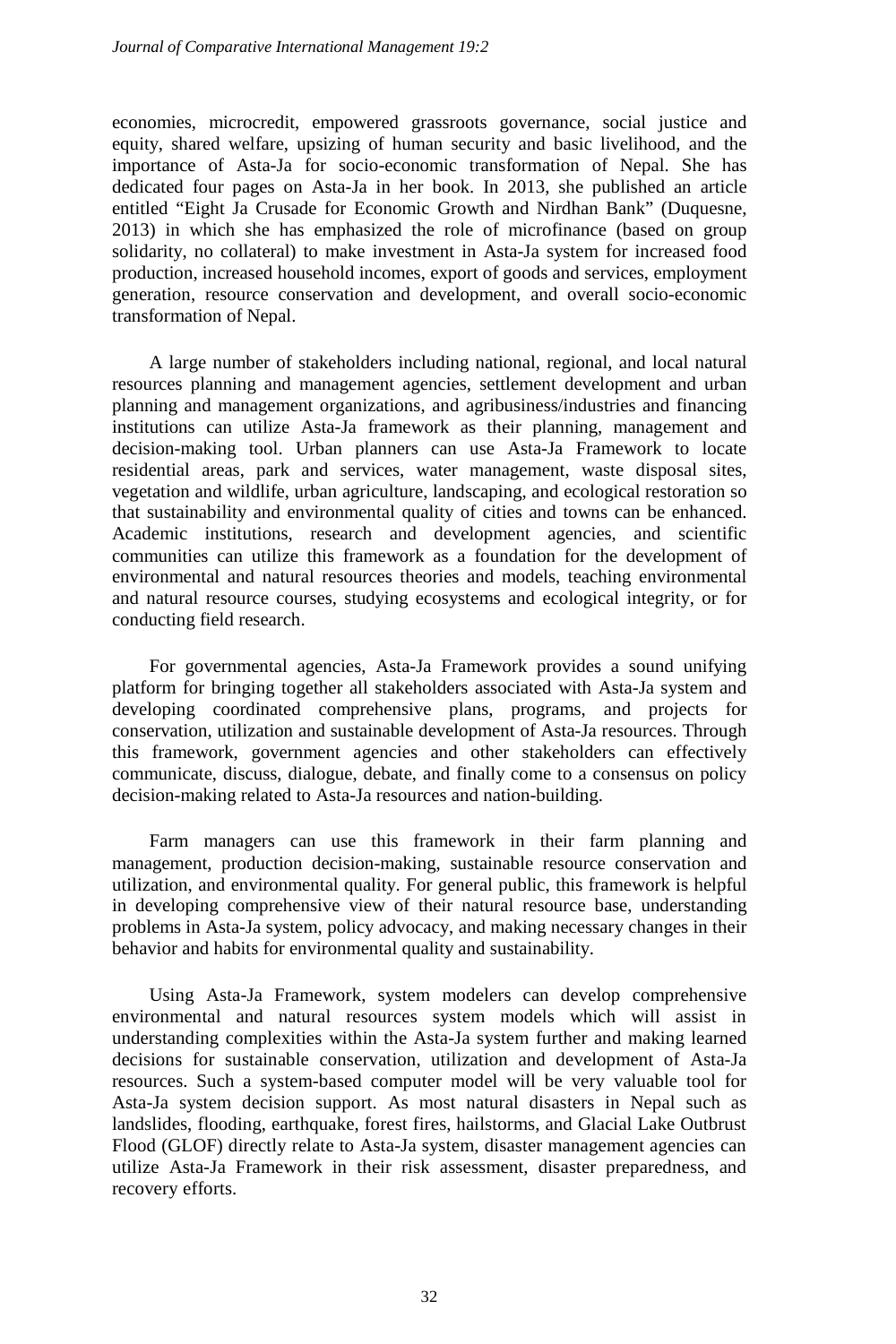economies, microcredit, empowered grassroots governance, social justice and equity, shared welfare, upsizing of human security and basic livelihood, and the importance of Asta-Ja for socio-economic transformation of Nepal. She has dedicated four pages on Asta-Ja in her book. In 2013, she published an article entitled "Eight Ja Crusade for Economic Growth and Nirdhan Bank" (Duquesne, 2013) in which she has emphasized the role of microfinance (based on group solidarity, no collateral) to make investment in Asta-Ja system for increased food production, increased household incomes, export of goods and services, employment generation, resource conservation and development, and overall socio-economic transformation of Nepal.

A large number of stakeholders including national, regional, and local natural resources planning and management agencies, settlement development and urban planning and management organizations, and agribusiness/industries and financing institutions can utilize Asta-Ja framework as their planning, management and decision-making tool. Urban planners can use Asta-Ja Framework to locate residential areas, park and services, water management, waste disposal sites, vegetation and wildlife, urban agriculture, landscaping, and ecological restoration so that sustainability and environmental quality of cities and towns can be enhanced. Academic institutions, research and development agencies, and scientific communities can utilize this framework as a foundation for the development of environmental and natural resources theories and models, teaching environmental and natural resource courses, studying ecosystems and ecological integrity, or for conducting field research.

For governmental agencies, Asta-Ja Framework provides a sound unifying platform for bringing together all stakeholders associated with Asta-Ja system and developing coordinated comprehensive plans, programs, and projects for conservation, utilization and sustainable development of Asta-Ja resources. Through this framework, government agencies and other stakeholders can effectively communicate, discuss, dialogue, debate, and finally come to a consensus on policy decision-making related to Asta-Ja resources and nation-building.

Farm managers can use this framework in their farm planning and management, production decision-making, sustainable resource conservation and utilization, and environmental quality. For general public, this framework is helpful in developing comprehensive view of their natural resource base, understanding problems in Asta-Ja system, policy advocacy, and making necessary changes in their behavior and habits for environmental quality and sustainability.

Using Asta-Ja Framework, system modelers can develop comprehensive environmental and natural resources system models which will assist in understanding complexities within the Asta-Ja system further and making learned decisions for sustainable conservation, utilization and development of Asta-Ja resources. Such a system-based computer model will be very valuable tool for Asta-Ja system decision support. As most natural disasters in Nepal such as landslides, flooding, earthquake, forest fires, hailstorms, and Glacial Lake Outbrust Flood (GLOF) directly relate to Asta-Ja system, disaster management agencies can utilize Asta-Ja Framework in their risk assessment, disaster preparedness, and recovery efforts.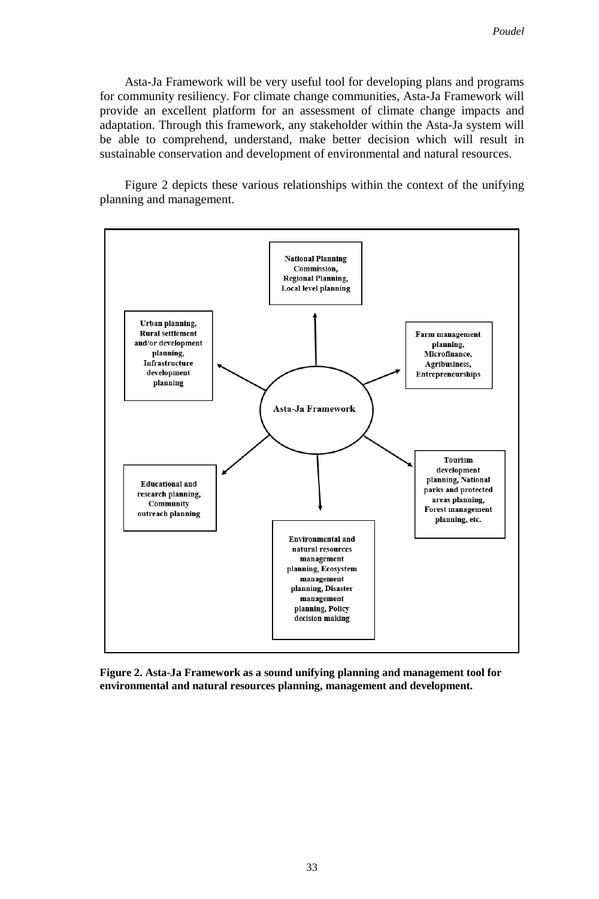Asta-Ja Framework will be very useful tool for developing plans and programs for community resiliency. For climate change communities, Asta-Ja Framework will provide an excellent platform for an assessment of climate change impacts and adaptation. Through this framework, any stakeholder within the Asta-Ja system will be able to comprehend, understand, make better decision which will result in sustainable conservation and development of environmental and natural resources.

Figure 2 depicts these various relationships within the context of the unifying planning and management.

**Asta-Ja Framework**

- **National Planning Commission, Regional Planning, Local level planning**
- **Farm management planning, Microfinance, Agribusiness, Entrepreneurships**
- **Tourism development planning, National parks and protected areas planning, Forest management planning, etc.**
- **Environmental and natural resources management planning, Ecosystem management planning, Disaster management planning, Policy decision making**
- **Educational and research planning, Community outreach planning**
- **Urban planning, Rural settlement and/or development planning, Infrastructure development planning**

**Figure 2. Asta-Ja Framework as a sound unifying planning and management tool for environmental and natural resources planning, management and development.**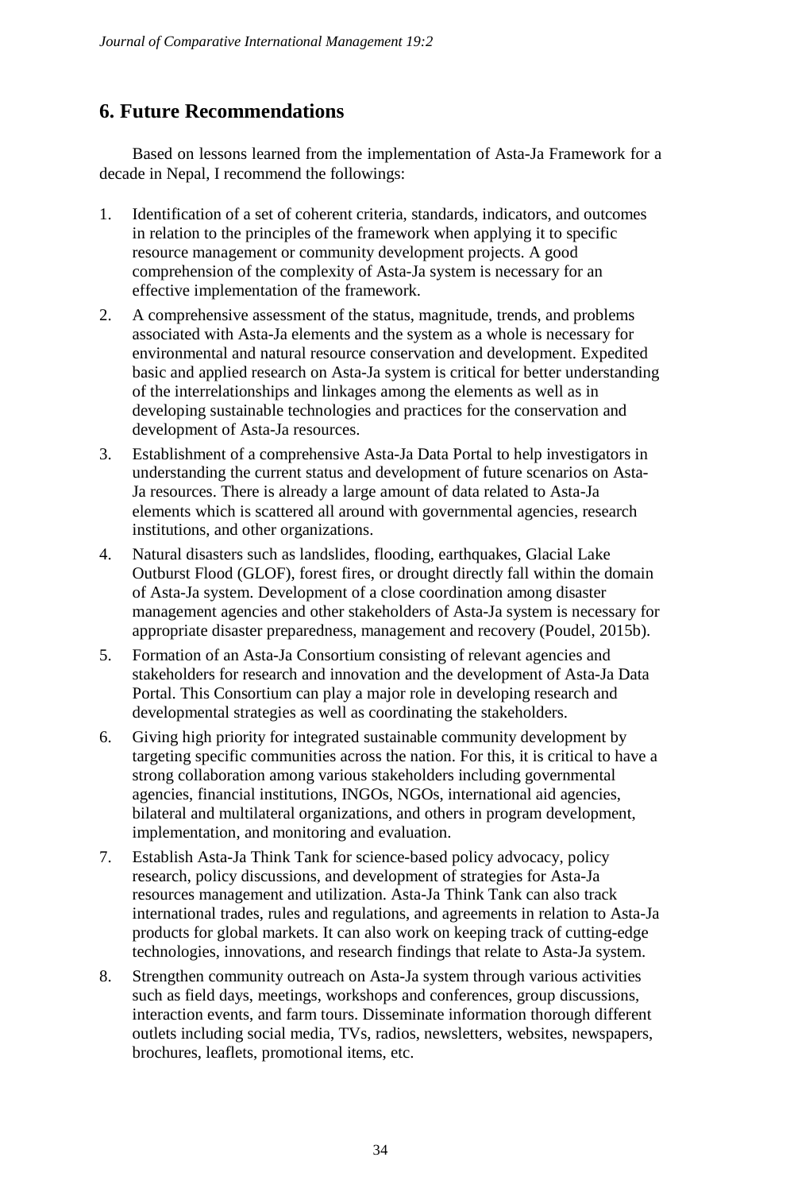## 6. Future Recommendations

Based on lessons learned from the implementation of Asta-Ja Framework for a decade in Nepal, I recommend the followings:

1. Identification of a set of coherent criteria, standards, indicators, and outcomes in relation to the principles of the framework when applying it to specific resource management or community development projects. A good comprehension of the complexity of Asta-Ja system is necessary for an effective implementation of the framework.
2. A comprehensive assessment of the status, magnitude, trends, and problems associated with Asta-Ja elements and the system as a whole is necessary for environmental and natural resource conservation and development. Expedited basic and applied research on Asta-Ja system is critical for better understanding of the interrelationships and linkages among the elements as well as in developing sustainable technologies and practices for the conservation and development of Asta-Ja resources.
3. Establishment of a comprehensive Asta-Ja Data Portal to help investigators in understanding the current status and development of future scenarios on Asta-Ja resources. There is already a large amount of data related to Asta-Ja elements which is scattered all around with governmental agencies, research institutions, and other organizations.
4. Natural disasters such as landslides, flooding, earthquakes, Glacial Lake Outburst Flood (GLOF), forest fires, or drought directly fall within the domain of Asta-Ja system. Development of a close coordination among disaster management agencies and other stakeholders of Asta-Ja system is necessary for appropriate disaster preparedness, management and recovery (Poudel, 2015b).
5. Formation of an Asta-Ja Consortium consisting of relevant agencies and stakeholders for research and innovation and the development of Asta-Ja Data Portal. This Consortium can play a major role in developing research and developmental strategies as well as coordinating the stakeholders.
6. Giving high priority for integrated sustainable community development by targeting specific communities across the nation. For this, it is critical to have a strong collaboration among various stakeholders including governmental agencies, financial institutions, INGOs, NGOs, international aid agencies, bilateral and multilateral organizations, and others in program development, implementation, and monitoring and evaluation.
7. Establish Asta-Ja Think Tank for science-based policy advocacy, policy research, policy discussions, and development of strategies for Asta-Ja resources management and utilization. Asta-Ja Think Tank can also track international trades, rules and regulations, and agreements in relation to Asta-Ja products for global markets. It can also work on keeping track of cutting-edge technologies, innovations, and research findings that relate to Asta-Ja system.
8. Strengthen community outreach on Asta-Ja system through various activities such as field days, meetings, workshops and conferences, group discussions, interaction events, and farm tours. Disseminate information thorough different outlets including social media, TVs, radios, newsletters, websites, newspapers, brochures, leaflets, promotional items, etc.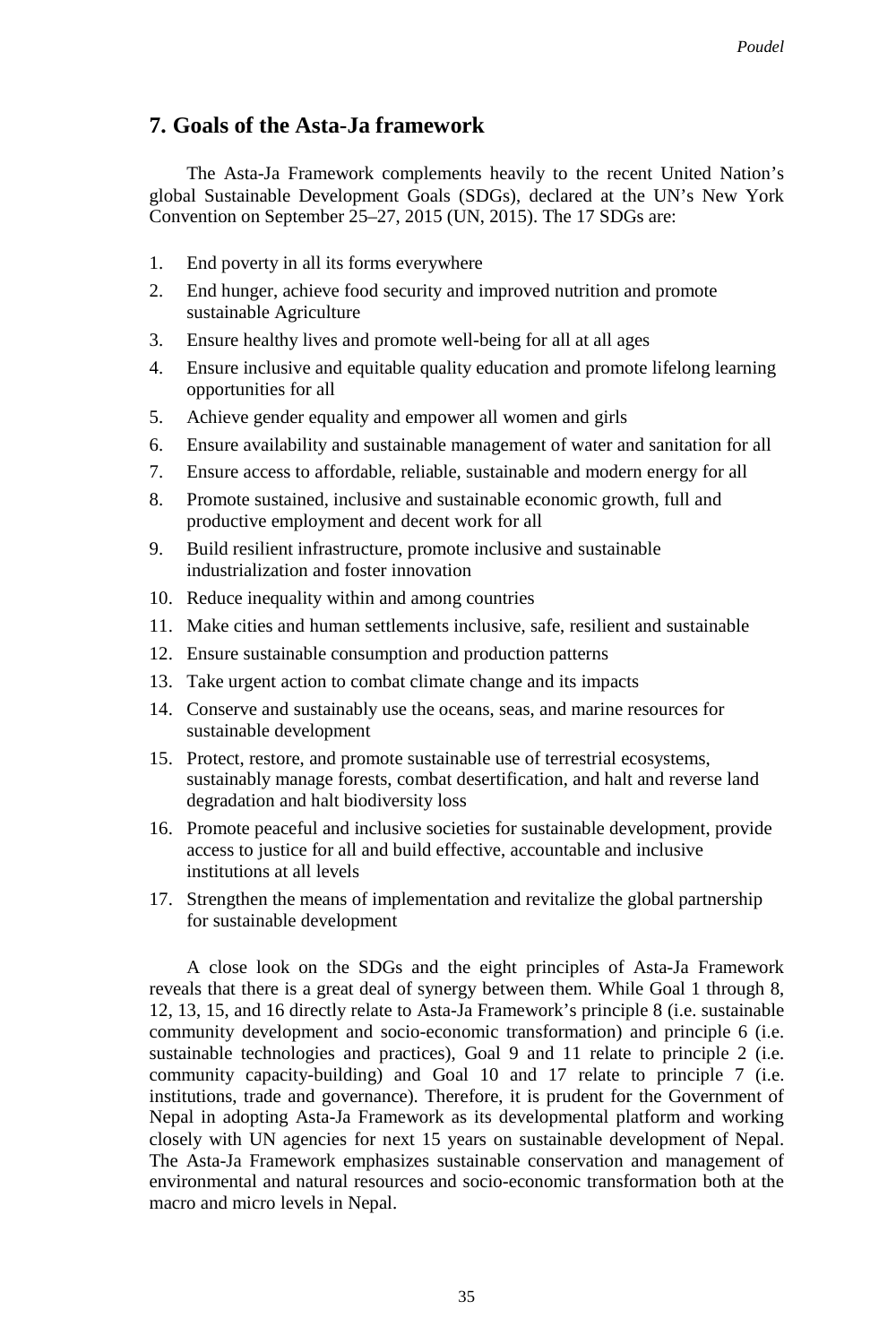## 7. Goals of the Asta-Ja framework

The Asta-Ja Framework complements heavily to the recent United Nation's global Sustainable Development Goals (SDGs), declared at the UN's New York Convention on September 25–27, 2015 (UN, 2015). The 17 SDGs are:

1. End poverty in all its forms everywhere
2. End hunger, achieve food security and improved nutrition and promote sustainable Agriculture
3. Ensure healthy lives and promote well-being for all at all ages
4. Ensure inclusive and equitable quality education and promote lifelong learning opportunities for all
5. Achieve gender equality and empower all women and girls
6. Ensure availability and sustainable management of water and sanitation for all
7. Ensure access to affordable, reliable, sustainable and modern energy for all
8. Promote sustained, inclusive and sustainable economic growth, full and productive employment and decent work for all
9. Build resilient infrastructure, promote inclusive and sustainable industrialization and foster innovation
10. Reduce inequality within and among countries
11. Make cities and human settlements inclusive, safe, resilient and sustainable
12. Ensure sustainable consumption and production patterns
13. Take urgent action to combat climate change and its impacts
14. Conserve and sustainably use the oceans, seas, and marine resources for sustainable development
15. Protect, restore, and promote sustainable use of terrestrial ecosystems, sustainably manage forests, combat desertification, and halt and reverse land degradation and halt biodiversity loss
16. Promote peaceful and inclusive societies for sustainable development, provide access to justice for all and build effective, accountable and inclusive institutions at all levels
17. Strengthen the means of implementation and revitalize the global partnership for sustainable development

A close look on the SDGs and the eight principles of Asta-Ja Framework reveals that there is a great deal of synergy between them. While Goal 1 through 8, 12, 13, 15, and 16 directly relate to Asta-Ja Framework's principle 8 (i.e. sustainable community development and socio-economic transformation) and principle 6 (i.e. sustainable technologies and practices), Goal 9 and 11 relate to principle 2 (i.e. community capacity-building) and Goal 10 and 17 relate to principle 7 (i.e. institutions, trade and governance). Therefore, it is prudent for the Government of Nepal in adopting Asta-Ja Framework as its developmental platform and working closely with UN agencies for next 15 years on sustainable development of Nepal. The Asta-Ja Framework emphasizes sustainable conservation and management of environmental and natural resources and socio-economic transformation both at the macro and micro levels in Nepal.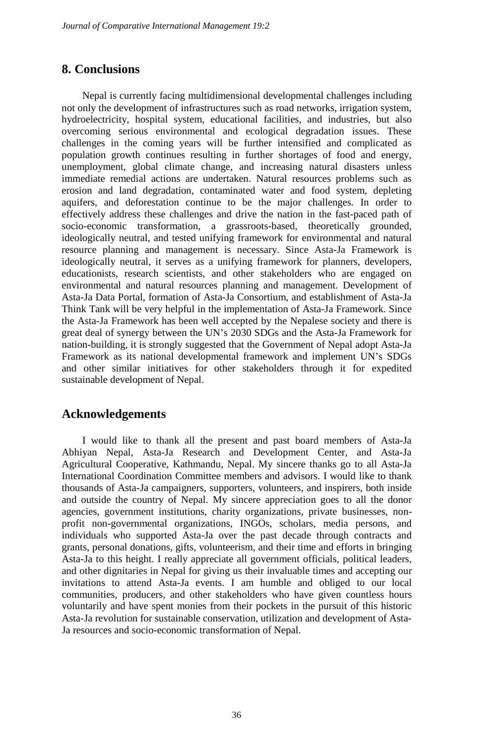## 8. Conclusions

Nepal is currently facing multidimensional developmental challenges including not only the development of infrastructures such as road networks, irrigation system, hydroelectricity, hospital system, educational facilities, and industries, but also overcoming serious environmental and ecological degradation issues. These challenges in the coming years will be further intensified and complicated as population growth continues resulting in further shortages of food and energy, unemployment, global climate change, and increasing natural disasters unless immediate remedial actions are undertaken. Natural resources problems such as erosion and land degradation, contaminated water and food system, depleting aquifers, and deforestation continue to be the major challenges. In order to effectively address these challenges and drive the nation in the fast-paced path of socio-economic transformation, a grassroots-based, theoretically grounded, ideologically neutral, and tested unifying framework for environmental and natural resource planning and management is necessary. Since Asta-Ja Framework is ideologically neutral, it serves as a unifying framework for planners, developers, educationists, research scientists, and other stakeholders who are engaged on environmental and natural resources planning and management. Development of Asta-Ja Data Portal, formation of Asta-Ja Consortium, and establishment of Asta-Ja Think Tank will be very helpful in the implementation of Asta-Ja Framework. Since the Asta-Ja Framework has been well accepted by the Nepalese society and there is great deal of synergy between the UN's 2030 SDGs and the Asta-Ja Framework for nation-building, it is strongly suggested that the Government of Nepal adopt Asta-Ja Framework as its national developmental framework and implement UN's SDGs and other similar initiatives for other stakeholders through it for expedited sustainable development of Nepal.

## Acknowledgements

I would like to thank all the present and past board members of Asta-Ja Abhiyan Nepal, Asta-Ja Research and Development Center, and Asta-Ja Agricultural Cooperative, Kathmandu, Nepal. My sincere thanks go to all Asta-Ja International Coordination Committee members and advisors. I would like to thank thousands of Asta-Ja campaigners, supporters, volunteers, and inspirers, both inside and outside the country of Nepal. My sincere appreciation goes to all the donor agencies, government institutions, charity organizations, private businesses, non-profit non-governmental organizations, INGOs, scholars, media persons, and individuals who supported Asta-Ja over the past decade through contracts and grants, personal donations, gifts, volunteerism, and their time and efforts in bringing Asta-Ja to this height. I really appreciate all government officials, political leaders, and other dignitaries in Nepal for giving us their invaluable times and accepting our invitations to attend Asta-Ja events. I am humble and obliged to our local communities, producers, and other stakeholders who have given countless hours voluntarily and have spent monies from their pockets in the pursuit of this historic Asta-Ja revolution for sustainable conservation, utilization and development of Asta-Ja resources and socio-economic transformation of Nepal.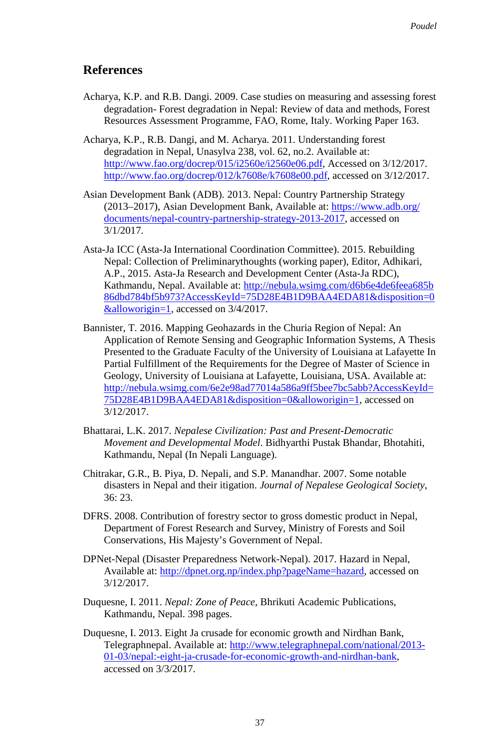## References

Acharya, K.P. and R.B. Dangi. 2009. Case studies on measuring and assessing forest degradation- Forest degradation in Nepal: Review of data and methods, Forest Resources Assessment Programme, FAO, Rome, Italy. Working Paper 163.

Acharya, K.P., R.B. Dangi, and M. Acharya. 2011. Understanding forest degradation in Nepal, Unasylva 238, vol. 62, no.2. Available at: http://www.fao.org/docrep/015/i2560e/i2560e06.pdf, Accessed on 3/12/2017. http://www.fao.org/docrep/012/k7608e/k7608e00.pdf, accessed on 3/12/2017.

Asian Development Bank (ADB). 2013. Nepal: Country Partnership Strategy (2013–2017), Asian Development Bank, Available at: https://www.adb.org/documents/nepal-country-partnership-strategy-2013-2017, accessed on 3/1/2017.

Asta-Ja ICC (Asta-Ja International Coordination Committee). 2015. Rebuilding Nepal: Collection of Preliminarythoughts (working paper), Editor, Adhikari, A.P., 2015. Asta-Ja Research and Development Center (Asta-Ja RDC), Kathmandu, Nepal. Available at: http://nebula.wsimg.com/d6b6e4de6feea685b86dbd784bf5b973?AccessKeyId=75D28E4B1D9BAA4EDA81&disposition=0&alloworigin=1, accessed on 3/4/2017.

Bannister, T. 2016. Mapping Geohazards in the Churia Region of Nepal: An Application of Remote Sensing and Geographic Information Systems, A Thesis Presented to the Graduate Faculty of the University of Louisiana at Lafayette In Partial Fulfillment of the Requirements for the Degree of Master of Science in Geology, University of Louisiana at Lafayette, Louisiana, USA. Available at: http://nebula.wsimg.com/6e2e98ad77014a586a9ff5bee7bc5abb?AccessKeyId=75D28E4B1D9BAA4EDA81&disposition=0&alloworigin=1, accessed on 3/12/2017.

Bhattarai, L.K. 2017. *Nepalese Civilization: Past and Present-Democratic Movement and Developmental Model*. Bidhyarthi Pustak Bhandar, Bhotahiti, Kathmandu, Nepal (In Nepali Language).

Chitrakar, G.R., B. Piya, D. Nepali, and S.P. Manandhar. 2007. Some notable disasters in Nepal and their itigation. *Journal of Nepalese Geological Society*, 36: 23.

DFRS. 2008. Contribution of forestry sector to gross domestic product in Nepal, Department of Forest Research and Survey, Ministry of Forests and Soil Conservations, His Majesty's Government of Nepal.

DPNet-Nepal (Disaster Preparedness Network-Nepal). 2017. Hazard in Nepal, Available at: http://dpnet.org.np/index.php?pageName=hazard, accessed on 3/12/2017.

Duquesne, I. 2011. *Nepal: Zone of Peace*, Bhrikuti Academic Publications, Kathmandu, Nepal. 398 pages.

Duquesne, I. 2013. Eight Ja crusade for economic growth and Nirdhan Bank, Telegraphnepal. Available at: http://www.telegraphnepal.com/national/2013-01-03/nepal:-eight-ja-crusade-for-economic-growth-and-nirdhan-bank, accessed on 3/3/2017.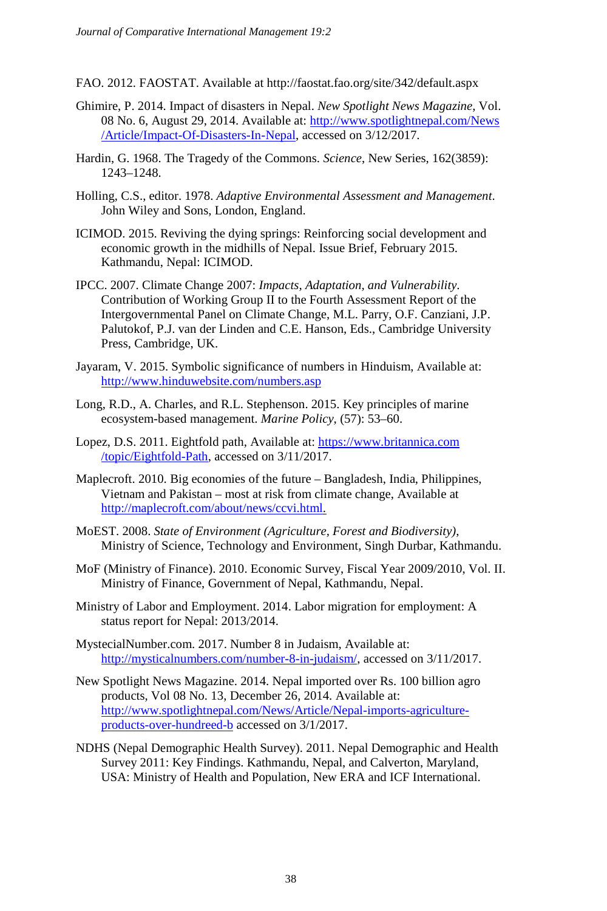FAO. 2012. FAOSTAT. Available at http://faostat.fao.org/site/342/default.aspx

Ghimire, P. 2014. Impact of disasters in Nepal. *New Spotlight News Magazine*, Vol. 08 No. 6, August 29, 2014. Available at: http://www.spotlightnepal.com/News/Article/Impact-Of-Disasters-In-Nepal, accessed on 3/12/2017.

Hardin, G. 1968. The Tragedy of the Commons. *Science*, New Series, 162(3859): 1243–1248.

Holling, C.S., editor. 1978. *Adaptive Environmental Assessment and Management*. John Wiley and Sons, London, England.

ICIMOD. 2015. Reviving the dying springs: Reinforcing social development and economic growth in the midhills of Nepal. Issue Brief, February 2015. Kathmandu, Nepal: ICIMOD.

IPCC. 2007. Climate Change 2007: *Impacts, Adaptation, and Vulnerability*. Contribution of Working Group II to the Fourth Assessment Report of the Intergovernmental Panel on Climate Change, M.L. Parry, O.F. Canziani, J.P. Palutokof, P.J. van der Linden and C.E. Hanson, Eds., Cambridge University Press, Cambridge, UK.

Jayaram, V. 2015. Symbolic significance of numbers in Hinduism, Available at: http://www.hinduwebsite.com/numbers.asp

Long, R.D., A. Charles, and R.L. Stephenson. 2015. Key principles of marine ecosystem-based management. *Marine Policy*, (57): 53–60.

Lopez, D.S. 2011. Eightfold path, Available at: https://www.britannica.com/topic/Eightfold-Path, accessed on 3/11/2017.

Maplecroft. 2010. Big economies of the future – Bangladesh, India, Philippines, Vietnam and Pakistan – most at risk from climate change, Available at http://maplecroft.com/about/news/ccvi.html.

MoEST. 2008. *State of Environment (Agriculture, Forest and Biodiversity)*, Ministry of Science, Technology and Environment, Singh Durbar, Kathmandu.

MoF (Ministry of Finance). 2010. Economic Survey, Fiscal Year 2009/2010, Vol. II. Ministry of Finance, Government of Nepal, Kathmandu, Nepal.

Ministry of Labor and Employment. 2014. Labor migration for employment: A status report for Nepal: 2013/2014.

MystecialNumber.com. 2017. Number 8 in Judaism, Available at: http://mysticalnumbers.com/number-8-in-judaism/, accessed on 3/11/2017.

New Spotlight News Magazine. 2014. Nepal imported over Rs. 100 billion agro products, Vol 08 No. 13, December 26, 2014. Available at: http://www.spotlightnepal.com/News/Article/Nepal-imports-agriculture-products-over-hundreed-b accessed on 3/1/2017.

NDHS (Nepal Demographic Health Survey). 2011. Nepal Demographic and Health Survey 2011: Key Findings. Kathmandu, Nepal, and Calverton, Maryland, USA: Ministry of Health and Population, New ERA and ICF International.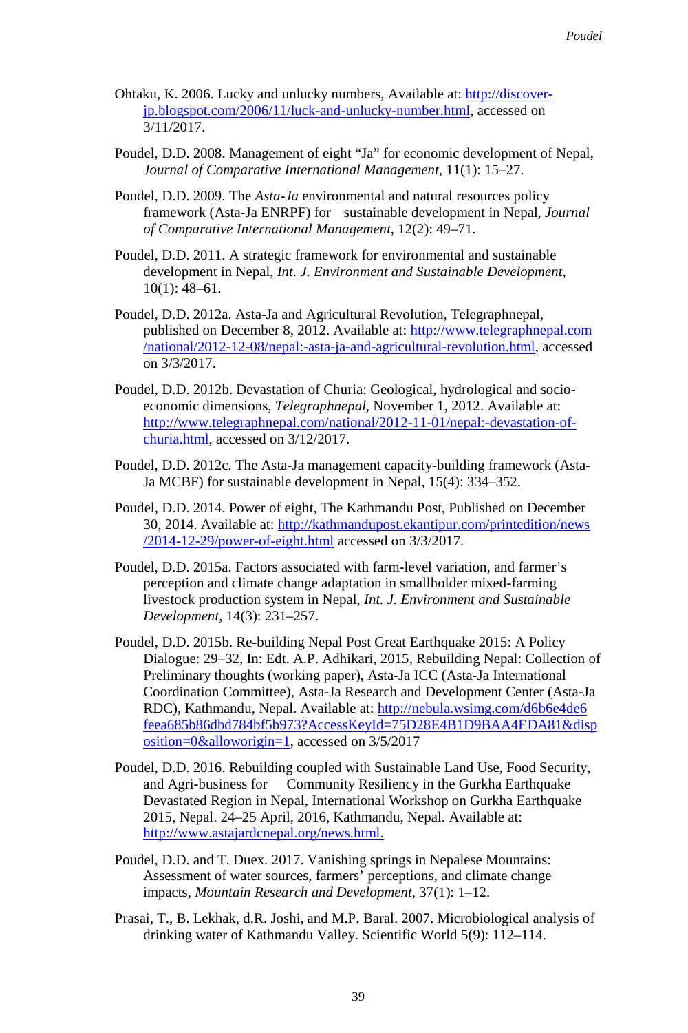Ohtaku, K. 2006. Lucky and unlucky numbers, Available at: http://discover-jp.blogspot.com/2006/11/luck-and-unlucky-number.html, accessed on 3/11/2017.

Poudel, D.D. 2008. Management of eight "Ja" for economic development of Nepal, *Journal of Comparative International Management*, 11(1): 15–27.

Poudel, D.D. 2009. The *Asta-Ja* environmental and natural resources policy framework (Asta-Ja ENRPF) for sustainable development in Nepal, *Journal of Comparative International Management*, 12(2): 49–71.

Poudel, D.D. 2011. A strategic framework for environmental and sustainable development in Nepal, *Int. J. Environment and Sustainable Development*, 10(1): 48–61.

Poudel, D.D. 2012a. Asta-Ja and Agricultural Revolution, Telegraphnepal, published on December 8, 2012. Available at: http://www.telegraphnepal.com/national/2012-12-08/nepal:-asta-ja-and-agricultural-revolution.html, accessed on 3/3/2017.

Poudel, D.D. 2012b. Devastation of Churia: Geological, hydrological and socio-economic dimensions, *Telegraphnepal*, November 1, 2012. Available at: http://www.telegraphnepal.com/national/2012-11-01/nepal:-devastation-of-churia.html, accessed on 3/12/2017.

Poudel, D.D. 2012c. The Asta-Ja management capacity-building framework (Asta-Ja MCBF) for sustainable development in Nepal, 15(4): 334–352.

Poudel, D.D. 2014. Power of eight, The Kathmandu Post, Published on December 30, 2014. Available at: http://kathmandupost.ekantipur.com/printedition/news/2014-12-29/power-of-eight.html accessed on 3/3/2017.

Poudel, D.D. 2015a. Factors associated with farm-level variation, and farmer's perception and climate change adaptation in smallholder mixed-farming livestock production system in Nepal, *Int. J. Environment and Sustainable Development*, 14(3): 231–257.

Poudel, D.D. 2015b. Re-building Nepal Post Great Earthquake 2015: A Policy Dialogue: 29–32, In: Edt. A.P. Adhikari, 2015, Rebuilding Nepal: Collection of Preliminary thoughts (working paper), Asta-Ja ICC (Asta-Ja International Coordination Committee), Asta-Ja Research and Development Center (Asta-Ja RDC), Kathmandu, Nepal. Available at: http://nebula.wsimg.com/d6b6e4de6feea685b86dbd784bf5b973?AccessKeyId=75D28E4B1D9BAA4EDA81&disposition=0&alloworigin=1, accessed on 3/5/2017

Poudel, D.D. 2016. Rebuilding coupled with Sustainable Land Use, Food Security, and Agri-business for Community Resiliency in the Gurkha Earthquake Devastated Region in Nepal, International Workshop on Gurkha Earthquake 2015, Nepal. 24–25 April, 2016, Kathmandu, Nepal. Available at: http://www.astajardcnepal.org/news.html.

Poudel, D.D. and T. Duex. 2017. Vanishing springs in Nepalese Mountains: Assessment of water sources, farmers' perceptions, and climate change impacts, *Mountain Research and Development*, 37(1): 1–12.

Prasai, T., B. Lekhak, d.R. Joshi, and M.P. Baral. 2007. Microbiological analysis of drinking water of Kathmandu Valley. Scientific World 5(9): 112–114.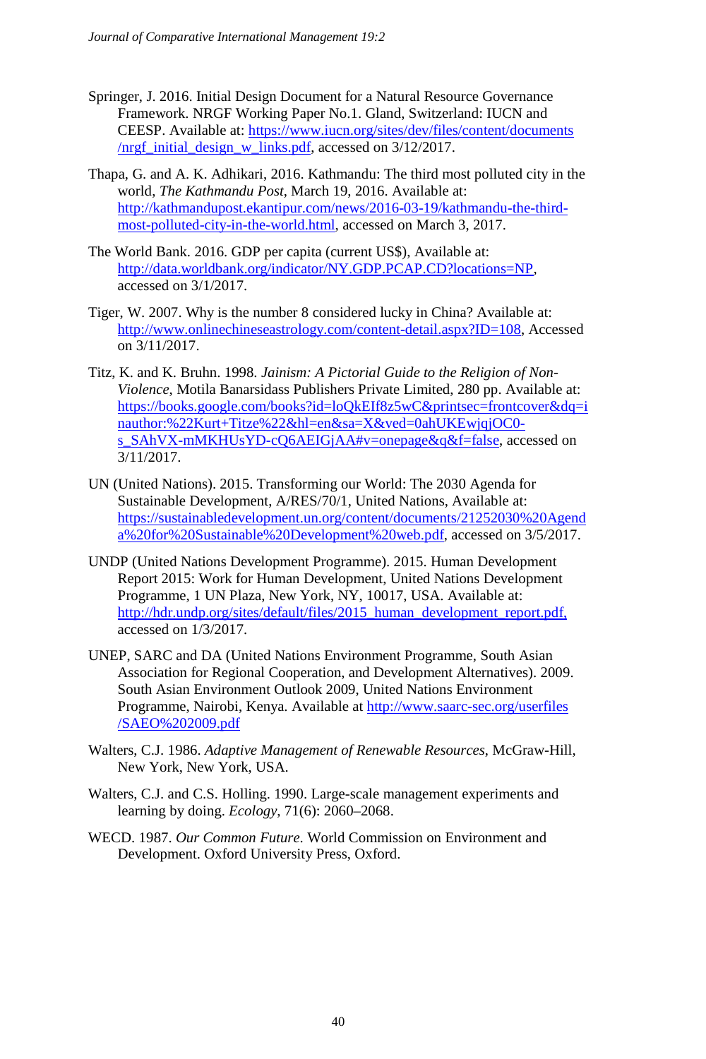Springer, J. 2016. Initial Design Document for a Natural Resource Governance Framework. NRGF Working Paper No.1. Gland, Switzerland: IUCN and CEESP. Available at: https://www.iucn.org/sites/dev/files/content/documents/nrgf_initial_design_w_links.pdf, accessed on 3/12/2017.

Thapa, G. and A. K. Adhikari, 2016. Kathmandu: The third most polluted city in the world, *The Kathmandu Post*, March 19, 2016. Available at: http://kathmandupost.ekantipur.com/news/2016-03-19/kathmandu-the-third-most-polluted-city-in-the-world.html, accessed on March 3, 2017.

The World Bank. 2016. GDP per capita (current US$), Available at: http://data.worldbank.org/indicator/NY.GDP.PCAP.CD?locations=NP, accessed on 3/1/2017.

Tiger, W. 2007. Why is the number 8 considered lucky in China? Available at: http://www.onlinechineseastrology.com/content-detail.aspx?ID=108, Accessed on 3/11/2017.

Titz, K. and K. Bruhn. 1998. *Jainism: A Pictorial Guide to the Religion of Non-Violence*, Motila Banarsidass Publishers Private Limited, 280 pp. Available at: https://books.google.com/books?id=loQkEIf8z5wC&printsec=frontcover&dq=inauthor:%22Kurt+Titze%22&hl=en&sa=X&ved=0ahUKEwjqjOC0-s_SAhVX-mMKHUsYD-cQ6AEIGjAA#v=onepage&q&f=false, accessed on 3/11/2017.

UN (United Nations). 2015. Transforming our World: The 2030 Agenda for Sustainable Development, A/RES/70/1, United Nations, Available at: https://sustainabledevelopment.un.org/content/documents/21252030%20Agenda%20for%20Sustainable%20Development%20web.pdf, accessed on 3/5/2017.

UNDP (United Nations Development Programme). 2015. Human Development Report 2015: Work for Human Development, United Nations Development Programme, 1 UN Plaza, New York, NY, 10017, USA. Available at: http://hdr.undp.org/sites/default/files/2015_human_development_report.pdf, accessed on 1/3/2017.

UNEP, SARC and DA (United Nations Environment Programme, South Asian Association for Regional Cooperation, and Development Alternatives). 2009. South Asian Environment Outlook 2009, United Nations Environment Programme, Nairobi, Kenya. Available at http://www.saarc-sec.org/userfiles/SAEO%202009.pdf

Walters, C.J. 1986. *Adaptive Management of Renewable Resources*, McGraw-Hill, New York, New York, USA.

Walters, C.J. and C.S. Holling. 1990. Large-scale management experiments and learning by doing. *Ecology*, 71(6): 2060–2068.

WECD. 1987. *Our Common Future*. World Commission on Environment and Development. Oxford University Press, Oxford.